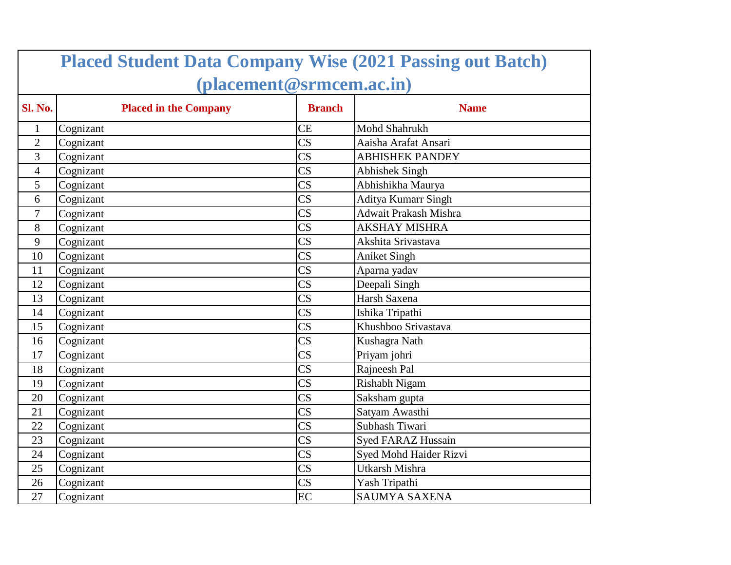# Placed Student Data Company Wise (2021 Passing out Batch) (placement@srmcem.ac.in)

| Sl. No. | Placed in the Company | Branch | Name |
|---|---|---|---|
| 1 | Cognizant | CE | Mohd Shahrukh |
| 2 | Cognizant | CS | Aaisha Arafat Ansari |
| 3 | Cognizant | CS | ABHISHEK PANDEY |
| 4 | Cognizant | CS | Abhishek Singh |
| 5 | Cognizant | CS | Abhishikha Maurya |
| 6 | Cognizant | CS | Aditya Kumarr Singh |
| 7 | Cognizant | CS | Adwait Prakash Mishra |
| 8 | Cognizant | CS | AKSHAY MISHRA |
| 9 | Cognizant | CS | Akshita Srivastava |
| 10 | Cognizant | CS | Aniket Singh |
| 11 | Cognizant | CS | Aparna yadav |
| 12 | Cognizant | CS | Deepali Singh |
| 13 | Cognizant | CS | Harsh Saxena |
| 14 | Cognizant | CS | Ishika Tripathi |
| 15 | Cognizant | CS | Khushboo Srivastava |
| 16 | Cognizant | CS | Kushagra Nath |
| 17 | Cognizant | CS | Priyam johri |
| 18 | Cognizant | CS | Rajneesh Pal |
| 19 | Cognizant | CS | Rishabh Nigam |
| 20 | Cognizant | CS | Saksham gupta |
| 21 | Cognizant | CS | Satyam Awasthi |
| 22 | Cognizant | CS | Subhash Tiwari |
| 23 | Cognizant | CS | Syed FARAZ Hussain |
| 24 | Cognizant | CS | Syed Mohd Haider Rizvi |
| 25 | Cognizant | CS | Utkarsh Mishra |
| 26 | Cognizant | CS | Yash Tripathi |
| 27 | Cognizant | EC | SAUMYA SAXENA |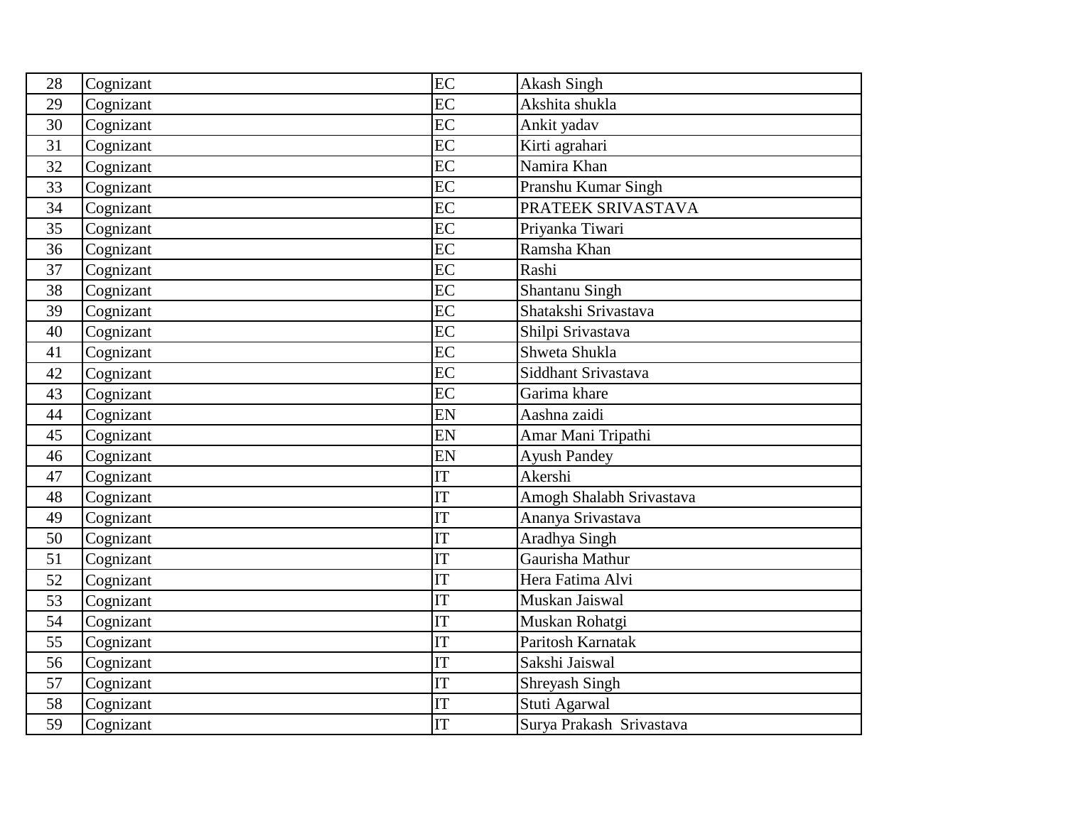| 28 | Cognizant | EC | Akash Singh |
|---|---|---|---|
| 29 | Cognizant | EC | Akshita shukla |
| 30 | Cognizant | EC | Ankit yadav |
| 31 | Cognizant | EC | Kirti agrahari |
| 32 | Cognizant | EC | Namira Khan |
| 33 | Cognizant | EC | Pranshu Kumar Singh |
| 34 | Cognizant | EC | PRATEEK SRIVASTAVA |
| 35 | Cognizant | EC | Priyanka Tiwari |
| 36 | Cognizant | EC | Ramsha Khan |
| 37 | Cognizant | EC | Rashi |
| 38 | Cognizant | EC | Shantanu Singh |
| 39 | Cognizant | EC | Shatakshi Srivastava |
| 40 | Cognizant | EC | Shilpi Srivastava |
| 41 | Cognizant | EC | Shweta Shukla |
| 42 | Cognizant | EC | Siddhant Srivastava |
| 43 | Cognizant | EC | Garima khare |
| 44 | Cognizant | EN | Aashna zaidi |
| 45 | Cognizant | EN | Amar Mani Tripathi |
| 46 | Cognizant | EN | Ayush Pandey |
| 47 | Cognizant | IT | Akershi |
| 48 | Cognizant | IT | Amogh Shalabh Srivastava |
| 49 | Cognizant | IT | Ananya Srivastava |
| 50 | Cognizant | IT | Aradhya Singh |
| 51 | Cognizant | IT | Gaurisha Mathur |
| 52 | Cognizant | IT | Hera Fatima Alvi |
| 53 | Cognizant | IT | Muskan Jaiswal |
| 54 | Cognizant | IT | Muskan Rohatgi |
| 55 | Cognizant | IT | Paritosh Karnatak |
| 56 | Cognizant | IT | Sakshi Jaiswal |
| 57 | Cognizant | IT | Shreyash Singh |
| 58 | Cognizant | IT | Stuti Agarwal |
| 59 | Cognizant | IT | Surya Prakash Srivastava |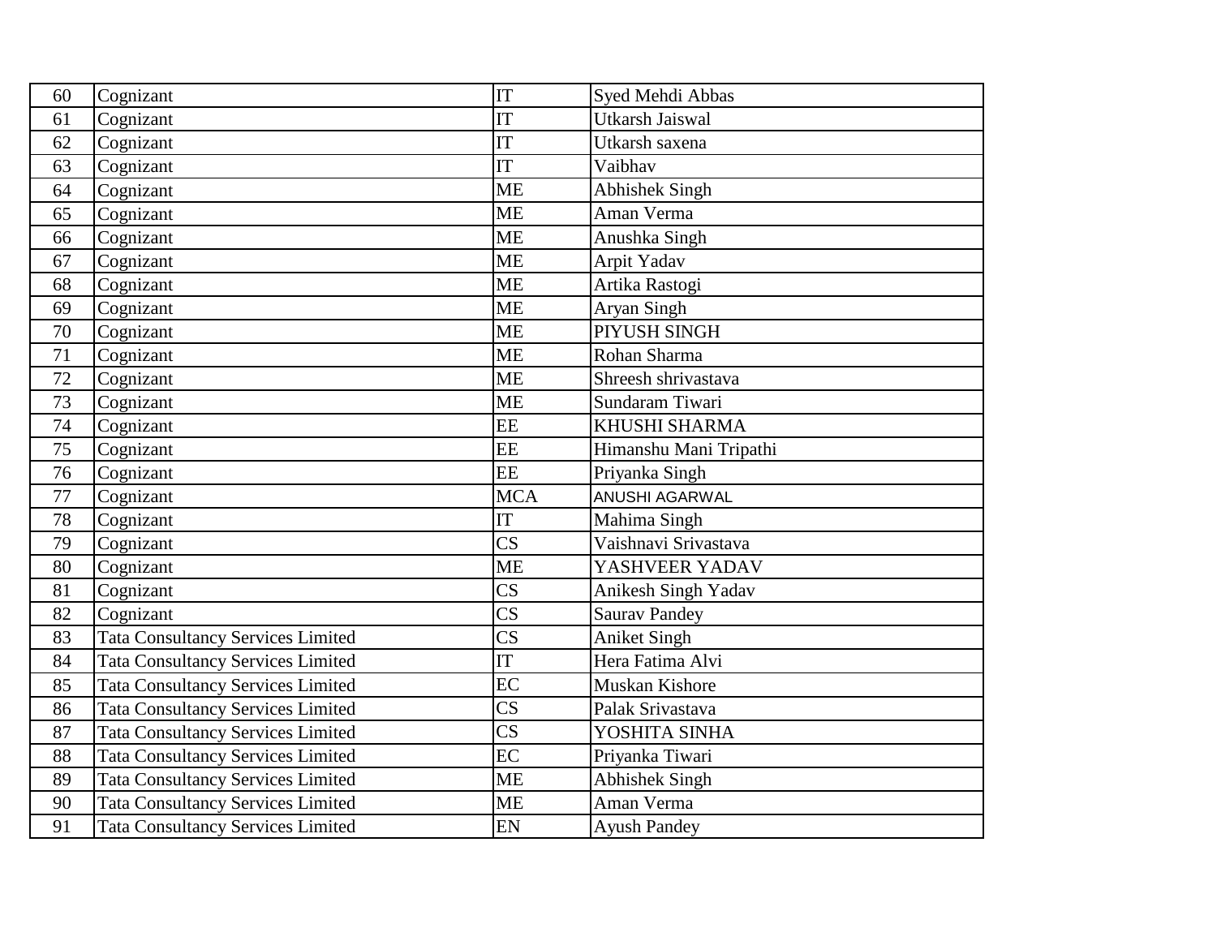| 60 | Cognizant | IT | Syed Mehdi Abbas |
|---|---|---|---|
| 61 | Cognizant | IT | Utkarsh Jaiswal |
| 62 | Cognizant | IT | Utkarsh saxena |
| 63 | Cognizant | IT | Vaibhav |
| 64 | Cognizant | ME | Abhishek Singh |
| 65 | Cognizant | ME | Aman Verma |
| 66 | Cognizant | ME | Anushka Singh |
| 67 | Cognizant | ME | Arpit Yadav |
| 68 | Cognizant | ME | Artika Rastogi |
| 69 | Cognizant | ME | Aryan Singh |
| 70 | Cognizant | ME | PIYUSH SINGH |
| 71 | Cognizant | ME | Rohan Sharma |
| 72 | Cognizant | ME | Shreesh shrivastava |
| 73 | Cognizant | ME | Sundaram Tiwari |
| 74 | Cognizant | EE | KHUSHI SHARMA |
| 75 | Cognizant | EE | Himanshu Mani Tripathi |
| 76 | Cognizant | EE | Priyanka Singh |
| 77 | Cognizant | MCA | ANUSHI AGARWAL |
| 78 | Cognizant | IT | Mahima Singh |
| 79 | Cognizant | CS | Vaishnavi Srivastava |
| 80 | Cognizant | ME | YASHVEER YADAV |
| 81 | Cognizant | CS | Anikesh Singh Yadav |
| 82 | Cognizant | CS | Saurav Pandey |
| 83 | Tata Consultancy Services Limited | CS | Aniket Singh |
| 84 | Tata Consultancy Services Limited | IT | Hera Fatima Alvi |
| 85 | Tata Consultancy Services Limited | EC | Muskan Kishore |
| 86 | Tata Consultancy Services Limited | CS | Palak Srivastava |
| 87 | Tata Consultancy Services Limited | CS | YOSHITA SINHA |
| 88 | Tata Consultancy Services Limited | EC | Priyanka Tiwari |
| 89 | Tata Consultancy Services Limited | ME | Abhishek Singh |
| 90 | Tata Consultancy Services Limited | ME | Aman Verma |
| 91 | Tata Consultancy Services Limited | EN | Ayush Pandey |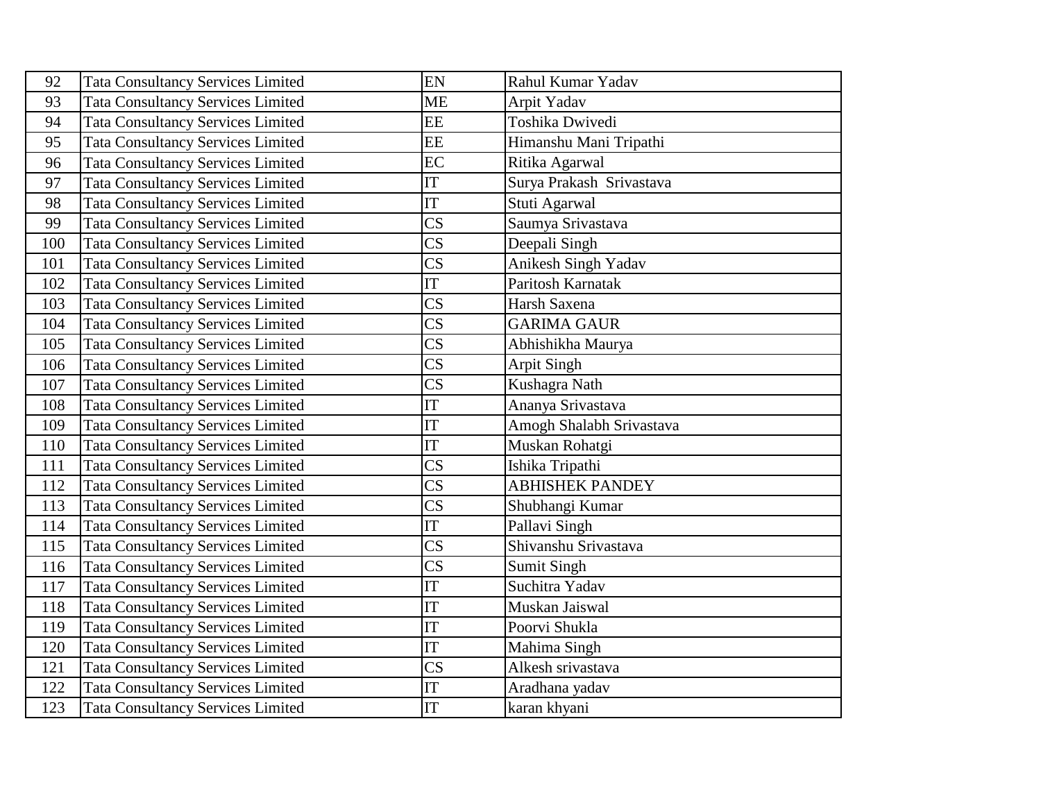| 92 | Tata Consultancy Services Limited | EN | Rahul Kumar Yadav |
|---|---|---|---|
| 93 | Tata Consultancy Services Limited | ME | Arpit Yadav |
| 94 | Tata Consultancy Services Limited | EE | Toshika Dwivedi |
| 95 | Tata Consultancy Services Limited | EE | Himanshu Mani Tripathi |
| 96 | Tata Consultancy Services Limited | EC | Ritika Agarwal |
| 97 | Tata Consultancy Services Limited | IT | Surya Prakash Srivastava |
| 98 | Tata Consultancy Services Limited | IT | Stuti Agarwal |
| 99 | Tata Consultancy Services Limited | CS | Saumya Srivastava |
| 100 | Tata Consultancy Services Limited | CS | Deepali Singh |
| 101 | Tata Consultancy Services Limited | CS | Anikesh Singh Yadav |
| 102 | Tata Consultancy Services Limited | IT | Paritosh Karnatak |
| 103 | Tata Consultancy Services Limited | CS | Harsh Saxena |
| 104 | Tata Consultancy Services Limited | CS | GARIMA GAUR |
| 105 | Tata Consultancy Services Limited | CS | Abhishikha Maurya |
| 106 | Tata Consultancy Services Limited | CS | Arpit Singh |
| 107 | Tata Consultancy Services Limited | CS | Kushagra Nath |
| 108 | Tata Consultancy Services Limited | IT | Ananya Srivastava |
| 109 | Tata Consultancy Services Limited | IT | Amogh Shalabh Srivastava |
| 110 | Tata Consultancy Services Limited | IT | Muskan Rohatgi |
| 111 | Tata Consultancy Services Limited | CS | Ishika Tripathi |
| 112 | Tata Consultancy Services Limited | CS | ABHISHEK PANDEY |
| 113 | Tata Consultancy Services Limited | CS | Shubhangi Kumar |
| 114 | Tata Consultancy Services Limited | IT | Pallavi Singh |
| 115 | Tata Consultancy Services Limited | CS | Shivanshu Srivastava |
| 116 | Tata Consultancy Services Limited | CS | Sumit Singh |
| 117 | Tata Consultancy Services Limited | IT | Suchitra Yadav |
| 118 | Tata Consultancy Services Limited | IT | Muskan Jaiswal |
| 119 | Tata Consultancy Services Limited | IT | Poorvi Shukla |
| 120 | Tata Consultancy Services Limited | IT | Mahima Singh |
| 121 | Tata Consultancy Services Limited | CS | Alkesh srivastava |
| 122 | Tata Consultancy Services Limited | IT | Aradhana yadav |
| 123 | Tata Consultancy Services Limited | IT | karan khyani |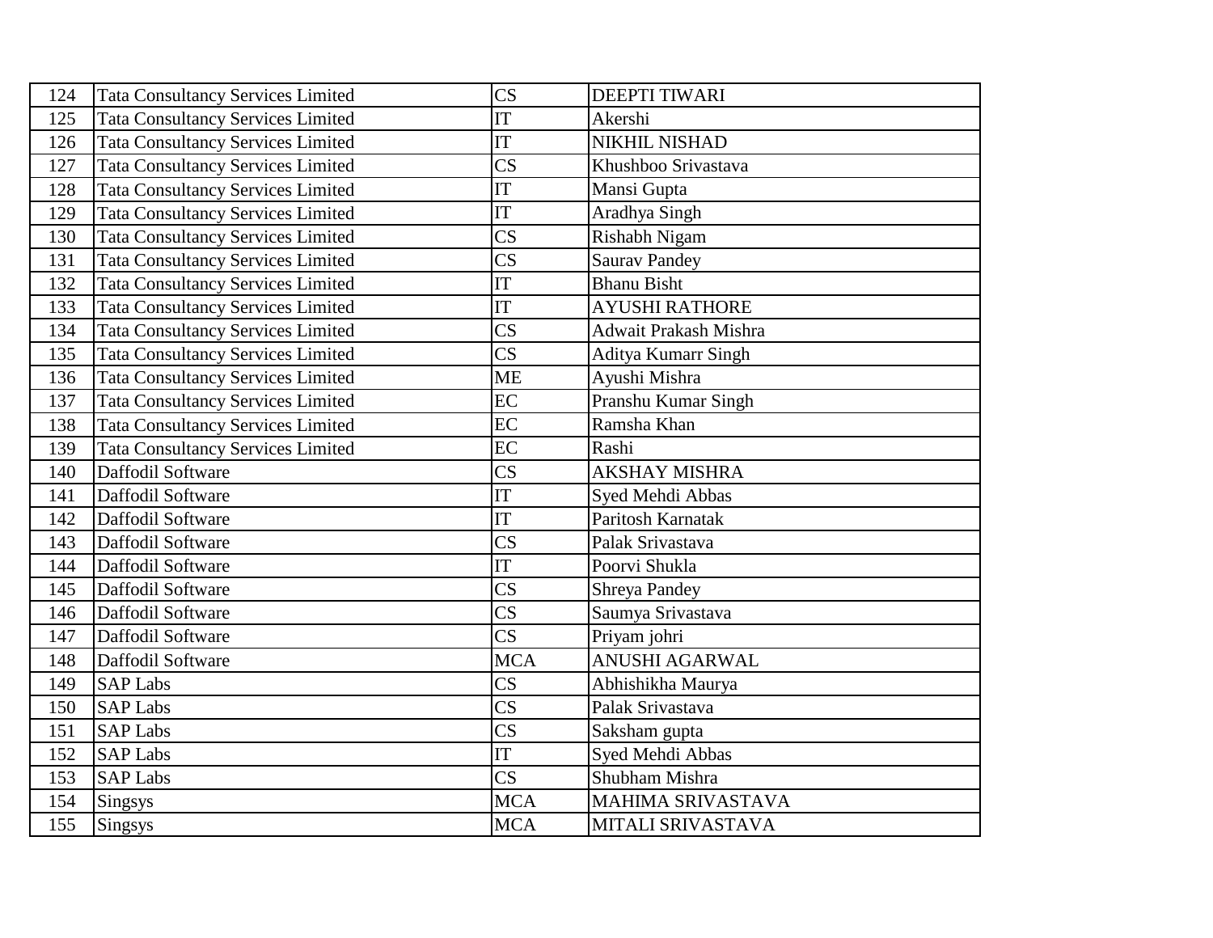| 124 | Tata Consultancy Services Limited | CS | DEEPTI TIWARI |
|---|---|---|---|
| 125 | Tata Consultancy Services Limited | IT | Akershi |
| 126 | Tata Consultancy Services Limited | IT | NIKHIL NISHAD |
| 127 | Tata Consultancy Services Limited | CS | Khushboo Srivastava |
| 128 | Tata Consultancy Services Limited | IT | Mansi Gupta |
| 129 | Tata Consultancy Services Limited | IT | Aradhya Singh |
| 130 | Tata Consultancy Services Limited | CS | Rishabh Nigam |
| 131 | Tata Consultancy Services Limited | CS | Saurav Pandey |
| 132 | Tata Consultancy Services Limited | IT | Bhanu Bisht |
| 133 | Tata Consultancy Services Limited | IT | AYUSHI RATHORE |
| 134 | Tata Consultancy Services Limited | CS | Adwait Prakash Mishra |
| 135 | Tata Consultancy Services Limited | CS | Aditya Kumarr Singh |
| 136 | Tata Consultancy Services Limited | ME | Ayushi Mishra |
| 137 | Tata Consultancy Services Limited | EC | Pranshu Kumar Singh |
| 138 | Tata Consultancy Services Limited | EC | Ramsha Khan |
| 139 | Tata Consultancy Services Limited | EC | Rashi |
| 140 | Daffodil Software | CS | AKSHAY MISHRA |
| 141 | Daffodil Software | IT | Syed Mehdi Abbas |
| 142 | Daffodil Software | IT | Paritosh Karnatak |
| 143 | Daffodil Software | CS | Palak Srivastava |
| 144 | Daffodil Software | IT | Poorvi Shukla |
| 145 | Daffodil Software | CS | Shreya Pandey |
| 146 | Daffodil Software | CS | Saumya Srivastava |
| 147 | Daffodil Software | CS | Priyam johri |
| 148 | Daffodil Software | MCA | ANUSHI AGARWAL |
| 149 | SAP Labs | CS | Abhishikha Maurya |
| 150 | SAP Labs | CS | Palak Srivastava |
| 151 | SAP Labs | CS | Saksham gupta |
| 152 | SAP Labs | IT | Syed Mehdi Abbas |
| 153 | SAP Labs | CS | Shubham Mishra |
| 154 | Singsys | MCA | MAHIMA SRIVASTAVA |
| 155 | Singsys | MCA | MITALI SRIVASTAVA |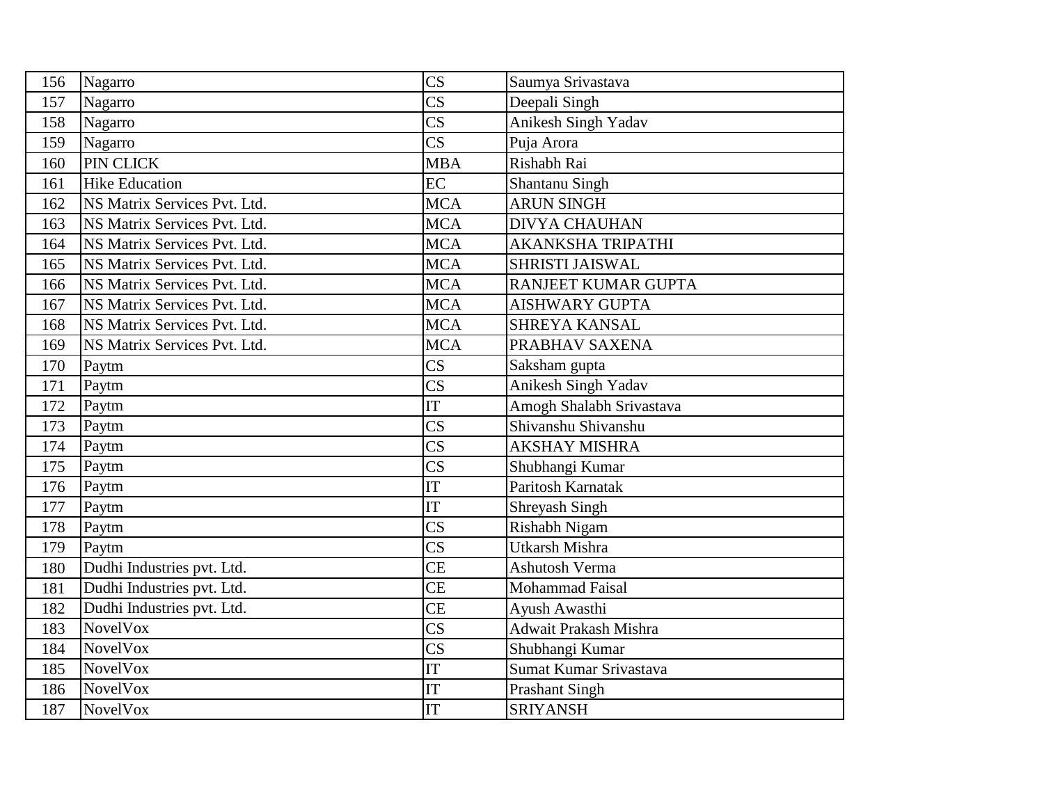| 156 | Nagarro | CS | Saumya Srivastava |
|---|---|---|---|
| 157 | Nagarro | CS | Deepali Singh |
| 158 | Nagarro | CS | Anikesh Singh Yadav |
| 159 | Nagarro | CS | Puja Arora |
| 160 | PIN CLICK | MBA | Rishabh Rai |
| 161 | Hike Education | EC | Shantanu Singh |
| 162 | NS Matrix Services Pvt. Ltd. | MCA | ARUN SINGH |
| 163 | NS Matrix Services Pvt. Ltd. | MCA | DIVYA CHAUHAN |
| 164 | NS Matrix Services Pvt. Ltd. | MCA | AKANKSHA TRIPATHI |
| 165 | NS Matrix Services Pvt. Ltd. | MCA | SHRISTI JAISWAL |
| 166 | NS Matrix Services Pvt. Ltd. | MCA | RANJEET KUMAR GUPTA |
| 167 | NS Matrix Services Pvt. Ltd. | MCA | AISHWARY GUPTA |
| 168 | NS Matrix Services Pvt. Ltd. | MCA | SHREYA KANSAL |
| 169 | NS Matrix Services Pvt. Ltd. | MCA | PRABHAV SAXENA |
| 170 | Paytm | CS | Saksham gupta |
| 171 | Paytm | CS | Anikesh Singh Yadav |
| 172 | Paytm | IT | Amogh Shalabh Srivastava |
| 173 | Paytm | CS | Shivanshu Shivanshu |
| 174 | Paytm | CS | AKSHAY MISHRA |
| 175 | Paytm | CS | Shubhangi Kumar |
| 176 | Paytm | IT | Paritosh Karnatak |
| 177 | Paytm | IT | Shreyash Singh |
| 178 | Paytm | CS | Rishabh Nigam |
| 179 | Paytm | CS | Utkarsh Mishra |
| 180 | Dudhi Industries pvt. Ltd. | CE | Ashutosh Verma |
| 181 | Dudhi Industries pvt. Ltd. | CE | Mohammad Faisal |
| 182 | Dudhi Industries pvt. Ltd. | CE | Ayush Awasthi |
| 183 | NovelVox | CS | Adwait Prakash Mishra |
| 184 | NovelVox | CS | Shubhangi Kumar |
| 185 | NovelVox | IT | Sumat Kumar Srivastava |
| 186 | NovelVox | IT | Prashant Singh |
| 187 | NovelVox | IT | SRIYANSH |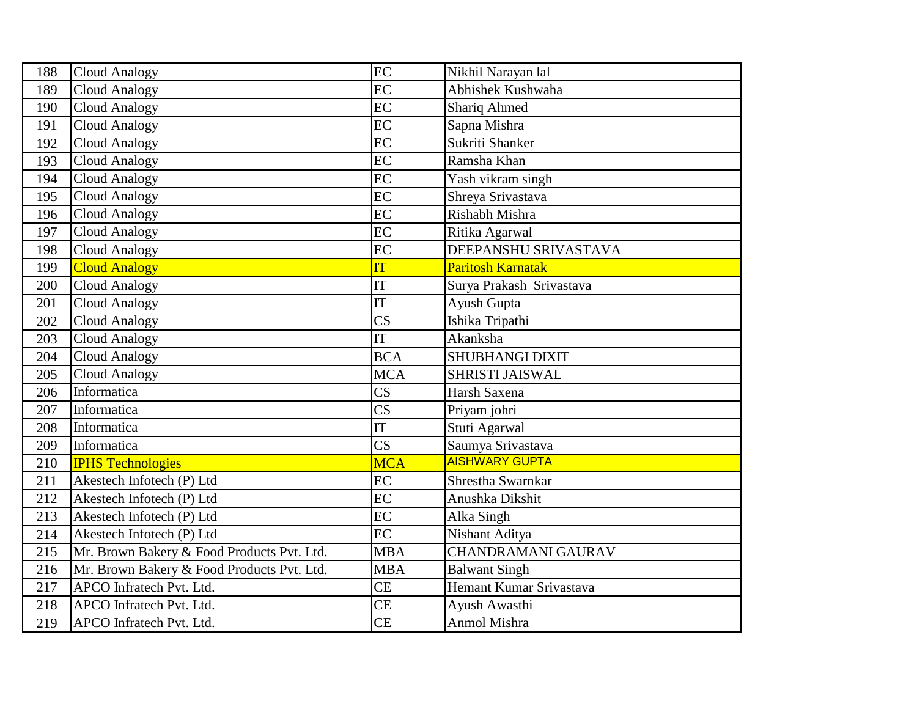| 188 | Cloud Analogy | EC | Nikhil Narayan lal |
|---|---|---|---|
| 189 | Cloud Analogy | EC | Abhishek Kushwaha |
| 190 | Cloud Analogy | EC | Shariq Ahmed |
| 191 | Cloud Analogy | EC | Sapna Mishra |
| 192 | Cloud Analogy | EC | Sukriti Shanker |
| 193 | Cloud Analogy | EC | Ramsha Khan |
| 194 | Cloud Analogy | EC | Yash vikram singh |
| 195 | Cloud Analogy | EC | Shreya Srivastava |
| 196 | Cloud Analogy | EC | Rishabh Mishra |
| 197 | Cloud Analogy | EC | Ritika Agarwal |
| 198 | Cloud Analogy | EC | DEEPANSHU SRIVASTAVA |
| 199 | Cloud Analogy | IT | Paritosh Karnatak |
| 200 | Cloud Analogy | IT | Surya Prakash Srivastava |
| 201 | Cloud Analogy | IT | Ayush Gupta |
| 202 | Cloud Analogy | CS | Ishika Tripathi |
| 203 | Cloud Analogy | IT | Akanksha |
| 204 | Cloud Analogy | BCA | SHUBHANGI DIXIT |
| 205 | Cloud Analogy | MCA | SHRISTI JAISWAL |
| 206 | Informatica | CS | Harsh Saxena |
| 207 | Informatica | CS | Priyam johri |
| 208 | Informatica | IT | Stuti Agarwal |
| 209 | Informatica | CS | Saumya Srivastava |
| 210 | IPHS Technologies | MCA | AISHWARY GUPTA |
| 211 | Akestech Infotech (P) Ltd | EC | Shrestha Swarnkar |
| 212 | Akestech Infotech (P) Ltd | EC | Anushka Dikshit |
| 213 | Akestech Infotech (P) Ltd | EC | Alka Singh |
| 214 | Akestech Infotech (P) Ltd | EC | Nishant Aditya |
| 215 | Mr. Brown Bakery & Food Products Pvt. Ltd. | MBA | CHANDRAMANI GAURAV |
| 216 | Mr. Brown Bakery & Food Products Pvt. Ltd. | MBA | Balwant Singh |
| 217 | APCO Infratech Pvt. Ltd. | CE | Hemant Kumar Srivastava |
| 218 | APCO Infratech Pvt. Ltd. | CE | Ayush Awasthi |
| 219 | APCO Infratech Pvt. Ltd. | CE | Anmol Mishra |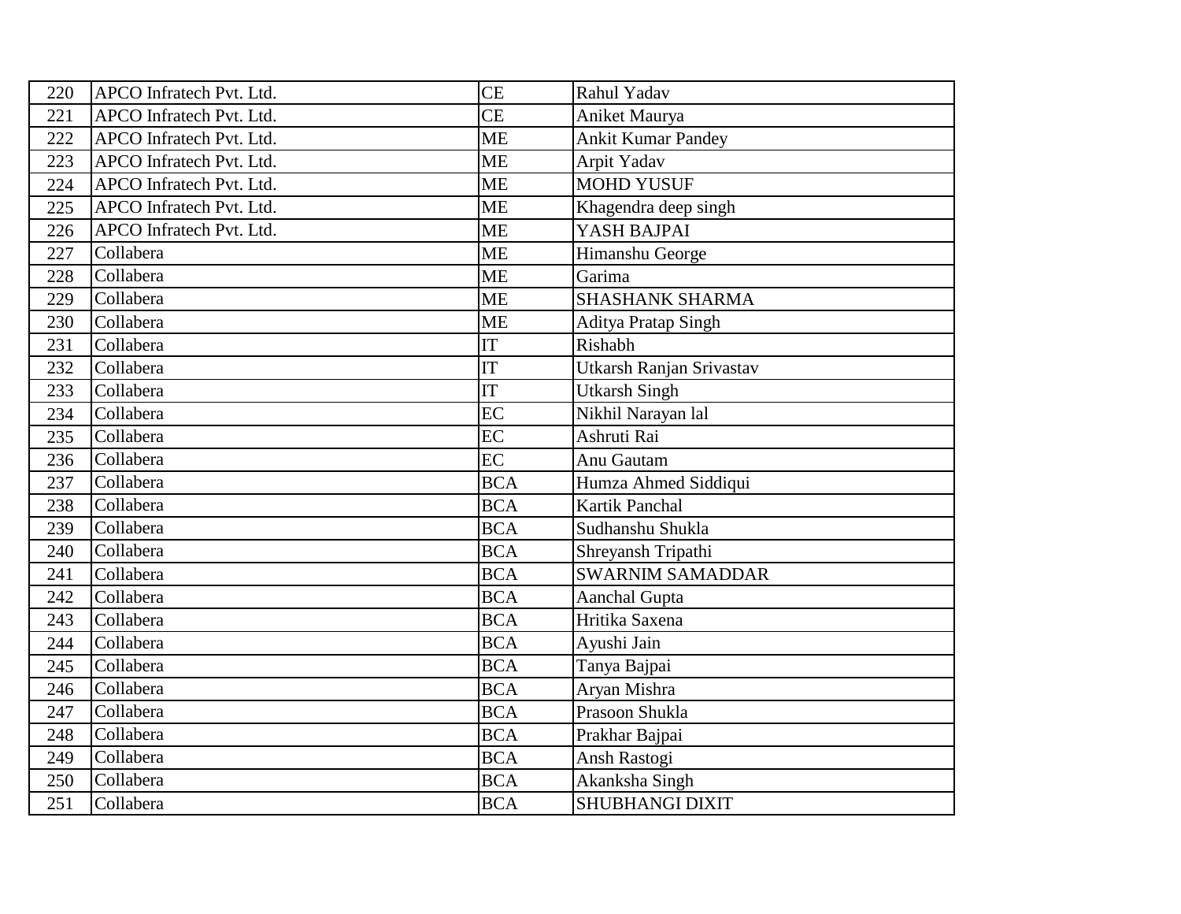| 220 | APCO Infratech Pvt. Ltd. | CE | Rahul Yadav |
|---|---|---|---|
| 221 | APCO Infratech Pvt. Ltd. | CE | Aniket Maurya |
| 222 | APCO Infratech Pvt. Ltd. | ME | Ankit Kumar Pandey |
| 223 | APCO Infratech Pvt. Ltd. | ME | Arpit Yadav |
| 224 | APCO Infratech Pvt. Ltd. | ME | MOHD YUSUF |
| 225 | APCO Infratech Pvt. Ltd. | ME | Khagendra deep singh |
| 226 | APCO Infratech Pvt. Ltd. | ME | YASH BAJPAI |
| 227 | Collabera | ME | Himanshu George |
| 228 | Collabera | ME | Garima |
| 229 | Collabera | ME | SHASHANK SHARMA |
| 230 | Collabera | ME | Aditya Pratap Singh |
| 231 | Collabera | IT | Rishabh |
| 232 | Collabera | IT | Utkarsh Ranjan Srivastav |
| 233 | Collabera | IT | Utkarsh Singh |
| 234 | Collabera | EC | Nikhil Narayan lal |
| 235 | Collabera | EC | Ashruti Rai |
| 236 | Collabera | EC | Anu Gautam |
| 237 | Collabera | BCA | Humza Ahmed Siddiqui |
| 238 | Collabera | BCA | Kartik Panchal |
| 239 | Collabera | BCA | Sudhanshu Shukla |
| 240 | Collabera | BCA | Shreyansh Tripathi |
| 241 | Collabera | BCA | SWARNIM SAMADDAR |
| 242 | Collabera | BCA | Aanchal Gupta |
| 243 | Collabera | BCA | Hritika Saxena |
| 244 | Collabera | BCA | Ayushi Jain |
| 245 | Collabera | BCA | Tanya Bajpai |
| 246 | Collabera | BCA | Aryan Mishra |
| 247 | Collabera | BCA | Prasoon Shukla |
| 248 | Collabera | BCA | Prakhar Bajpai |
| 249 | Collabera | BCA | Ansh Rastogi |
| 250 | Collabera | BCA | Akanksha Singh |
| 251 | Collabera | BCA | SHUBHANGI DIXIT |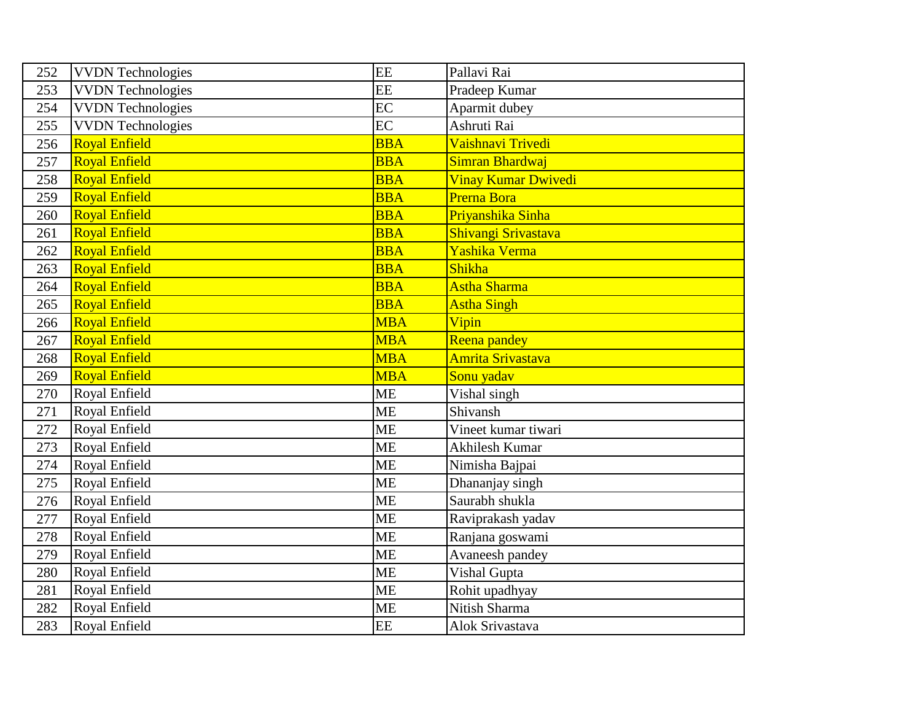| 252 | VVDN Technologies | EE | Pallavi Rai |
|---|---|---|---|
| 253 | VVDN Technologies | EE | Pradeep Kumar |
| 254 | VVDN Technologies | EC | Aparmit dubey |
| 255 | VVDN Technologies | EC | Ashruti Rai |
| 256 | Royal Enfield | BBA | Vaishnavi Trivedi |
| 257 | Royal Enfield | BBA | Simran Bhardwaj |
| 258 | Royal Enfield | BBA | Vinay Kumar Dwivedi |
| 259 | Royal Enfield | BBA | Prerna Bora |
| 260 | Royal Enfield | BBA | Priyanshika Sinha |
| 261 | Royal Enfield | BBA | Shivangi Srivastava |
| 262 | Royal Enfield | BBA | Yashika Verma |
| 263 | Royal Enfield | BBA | Shikha |
| 264 | Royal Enfield | BBA | Astha Sharma |
| 265 | Royal Enfield | BBA | Astha Singh |
| 266 | Royal Enfield | MBA | Vipin |
| 267 | Royal Enfield | MBA | Reena pandey |
| 268 | Royal Enfield | MBA | Amrita Srivastava |
| 269 | Royal Enfield | MBA | Sonu yadav |
| 270 | Royal Enfield | ME | Vishal singh |
| 271 | Royal Enfield | ME | Shivansh |
| 272 | Royal Enfield | ME | Vineet kumar tiwari |
| 273 | Royal Enfield | ME | Akhilesh Kumar |
| 274 | Royal Enfield | ME | Nimisha Bajpai |
| 275 | Royal Enfield | ME | Dhananjay singh |
| 276 | Royal Enfield | ME | Saurabh shukla |
| 277 | Royal Enfield | ME | Raviprakash yadav |
| 278 | Royal Enfield | ME | Ranjana goswami |
| 279 | Royal Enfield | ME | Avaneesh pandey |
| 280 | Royal Enfield | ME | Vishal Gupta |
| 281 | Royal Enfield | ME | Rohit upadhyay |
| 282 | Royal Enfield | ME | Nitish Sharma |
| 283 | Royal Enfield | EE | Alok Srivastava |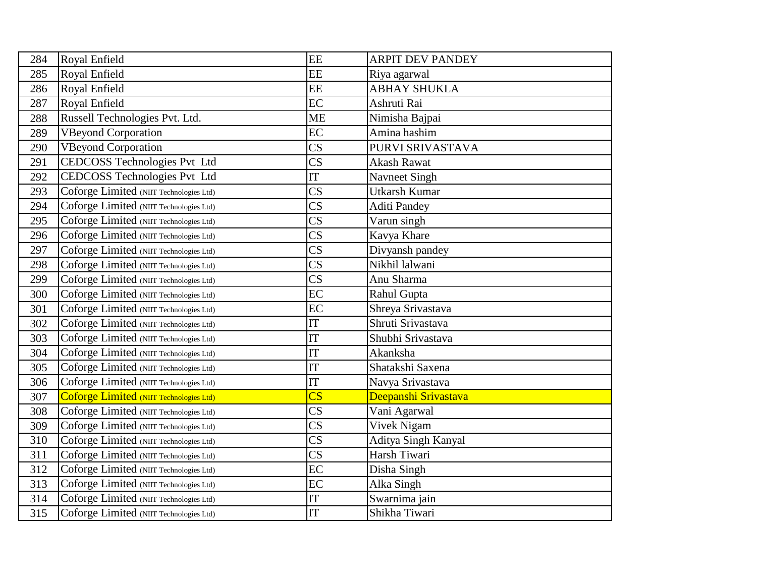| | | | |
|---|---|---|---|
| 284 | Royal Enfield | EE | ARPIT DEV PANDEY |
| 285 | Royal Enfield | EE | Riya agarwal |
| 286 | Royal Enfield | EE | ABHAY SHUKLA |
| 287 | Royal Enfield | EC | Ashruti Rai |
| 288 | Russell Technologies Pvt. Ltd. | ME | Nimisha Bajpai |
| 289 | VBeyond Corporation | EC | Amina hashim |
| 290 | VBeyond Corporation | CS | PURVI SRIVASTAVA |
| 291 | CEDCOSS Technologies Pvt Ltd | CS | Akash Rawat |
| 292 | CEDCOSS Technologies Pvt Ltd | IT | Navneet Singh |
| 293 | Coforge Limited (NIIT Technologies Ltd) | CS | Utkarsh Kumar |
| 294 | Coforge Limited (NIIT Technologies Ltd) | CS | Aditi Pandey |
| 295 | Coforge Limited (NIIT Technologies Ltd) | CS | Varun singh |
| 296 | Coforge Limited (NIIT Technologies Ltd) | CS | Kavya Khare |
| 297 | Coforge Limited (NIIT Technologies Ltd) | CS | Divyansh pandey |
| 298 | Coforge Limited (NIIT Technologies Ltd) | CS | Nikhil lalwani |
| 299 | Coforge Limited (NIIT Technologies Ltd) | CS | Anu Sharma |
| 300 | Coforge Limited (NIIT Technologies Ltd) | EC | Rahul Gupta |
| 301 | Coforge Limited (NIIT Technologies Ltd) | EC | Shreya Srivastava |
| 302 | Coforge Limited (NIIT Technologies Ltd) | IT | Shruti Srivastava |
| 303 | Coforge Limited (NIIT Technologies Ltd) | IT | Shubhi Srivastava |
| 304 | Coforge Limited (NIIT Technologies Ltd) | IT | Akanksha |
| 305 | Coforge Limited (NIIT Technologies Ltd) | IT | Shatakshi Saxena |
| 306 | Coforge Limited (NIIT Technologies Ltd) | IT | Navya Srivastava |
| 307 | Coforge Limited (NIIT Technologies Ltd) | CS | Deepanshi Srivastava |
| 308 | Coforge Limited (NIIT Technologies Ltd) | CS | Vani Agarwal |
| 309 | Coforge Limited (NIIT Technologies Ltd) | CS | Vivek Nigam |
| 310 | Coforge Limited (NIIT Technologies Ltd) | CS | Aditya Singh Kanyal |
| 311 | Coforge Limited (NIIT Technologies Ltd) | CS | Harsh Tiwari |
| 312 | Coforge Limited (NIIT Technologies Ltd) | EC | Disha Singh |
| 313 | Coforge Limited (NIIT Technologies Ltd) | EC | Alka Singh |
| 314 | Coforge Limited (NIIT Technologies Ltd) | IT | Swarnima jain |
| 315 | Coforge Limited (NIIT Technologies Ltd) | IT | Shikha Tiwari |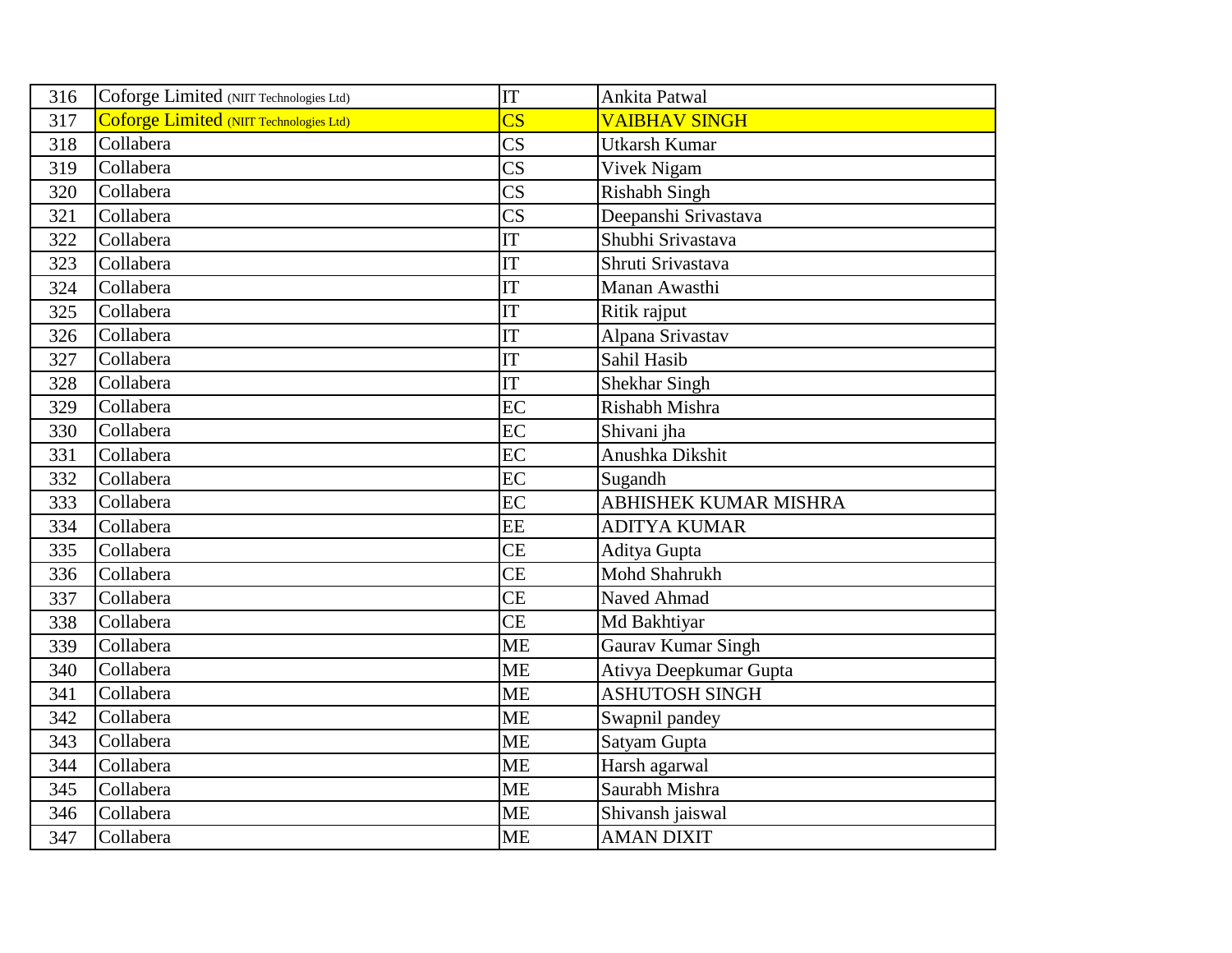| 316 | Coforge Limited (NIIT Technologies Ltd) | IT | Ankita Patwal |
|---|---|---|---|
| 317 | Coforge Limited (NIIT Technologies Ltd) | CS | VAIBHAV SINGH |
| 318 | Collabera | CS | Utkarsh Kumar |
| 319 | Collabera | CS | Vivek Nigam |
| 320 | Collabera | CS | Rishabh Singh |
| 321 | Collabera | CS | Deepanshi Srivastava |
| 322 | Collabera | IT | Shubhi Srivastava |
| 323 | Collabera | IT | Shruti Srivastava |
| 324 | Collabera | IT | Manan Awasthi |
| 325 | Collabera | IT | Ritik rajput |
| 326 | Collabera | IT | Alpana Srivastav |
| 327 | Collabera | IT | Sahil Hasib |
| 328 | Collabera | IT | Shekhar Singh |
| 329 | Collabera | EC | Rishabh Mishra |
| 330 | Collabera | EC | Shivani jha |
| 331 | Collabera | EC | Anushka Dikshit |
| 332 | Collabera | EC | Sugandh |
| 333 | Collabera | EC | ABHISHEK KUMAR MISHRA |
| 334 | Collabera | EE | ADITYA KUMAR |
| 335 | Collabera | CE | Aditya Gupta |
| 336 | Collabera | CE | Mohd Shahrukh |
| 337 | Collabera | CE | Naved Ahmad |
| 338 | Collabera | CE | Md Bakhtiyar |
| 339 | Collabera | ME | Gaurav Kumar Singh |
| 340 | Collabera | ME | Ativya Deepkumar Gupta |
| 341 | Collabera | ME | ASHUTOSH SINGH |
| 342 | Collabera | ME | Swapnil pandey |
| 343 | Collabera | ME | Satyam Gupta |
| 344 | Collabera | ME | Harsh agarwal |
| 345 | Collabera | ME | Saurabh Mishra |
| 346 | Collabera | ME | Shivansh jaiswal |
| 347 | Collabera | ME | AMAN DIXIT |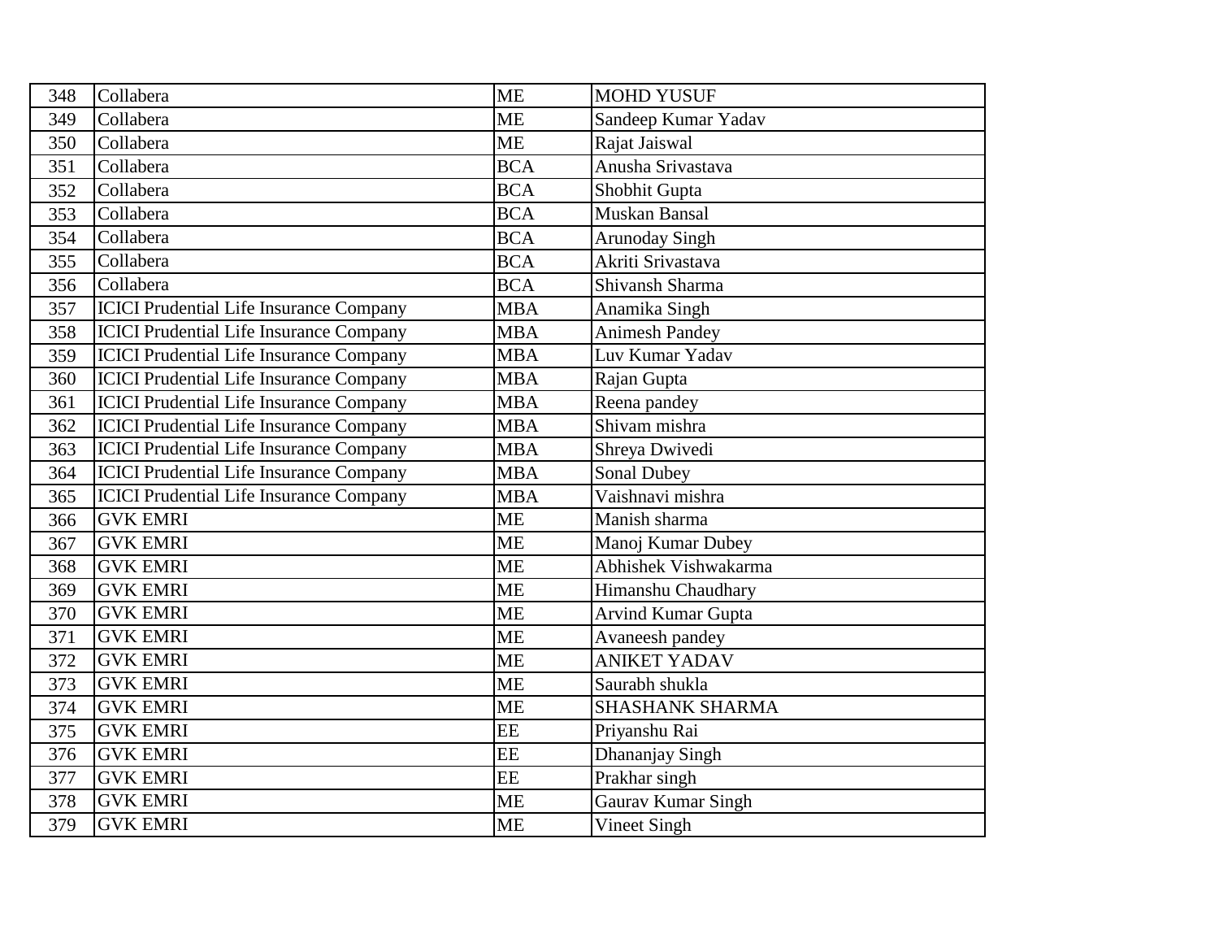| 348 | Collabera | ME | MOHD YUSUF |
|---|---|---|---|
| 349 | Collabera | ME | Sandeep Kumar Yadav |
| 350 | Collabera | ME | Rajat Jaiswal |
| 351 | Collabera | BCA | Anusha Srivastava |
| 352 | Collabera | BCA | Shobhit Gupta |
| 353 | Collabera | BCA | Muskan Bansal |
| 354 | Collabera | BCA | Arunoday Singh |
| 355 | Collabera | BCA | Akriti Srivastava |
| 356 | Collabera | BCA | Shivansh Sharma |
| 357 | ICICI Prudential Life Insurance Company | MBA | Anamika Singh |
| 358 | ICICI Prudential Life Insurance Company | MBA | Animesh Pandey |
| 359 | ICICI Prudential Life Insurance Company | MBA | Luv Kumar Yadav |
| 360 | ICICI Prudential Life Insurance Company | MBA | Rajan Gupta |
| 361 | ICICI Prudential Life Insurance Company | MBA | Reena pandey |
| 362 | ICICI Prudential Life Insurance Company | MBA | Shivam mishra |
| 363 | ICICI Prudential Life Insurance Company | MBA | Shreya Dwivedi |
| 364 | ICICI Prudential Life Insurance Company | MBA | Sonal Dubey |
| 365 | ICICI Prudential Life Insurance Company | MBA | Vaishnavi mishra |
| 366 | GVK EMRI | ME | Manish sharma |
| 367 | GVK EMRI | ME | Manoj Kumar Dubey |
| 368 | GVK EMRI | ME | Abhishek Vishwakarma |
| 369 | GVK EMRI | ME | Himanshu Chaudhary |
| 370 | GVK EMRI | ME | Arvind Kumar Gupta |
| 371 | GVK EMRI | ME | Avaneesh pandey |
| 372 | GVK EMRI | ME | ANIKET YADAV |
| 373 | GVK EMRI | ME | Saurabh shukla |
| 374 | GVK EMRI | ME | SHASHANK SHARMA |
| 375 | GVK EMRI | EE | Priyanshu Rai |
| 376 | GVK EMRI | EE | Dhananjay Singh |
| 377 | GVK EMRI | EE | Prakhar singh |
| 378 | GVK EMRI | ME | Gaurav Kumar Singh |
| 379 | GVK EMRI | ME | Vineet Singh |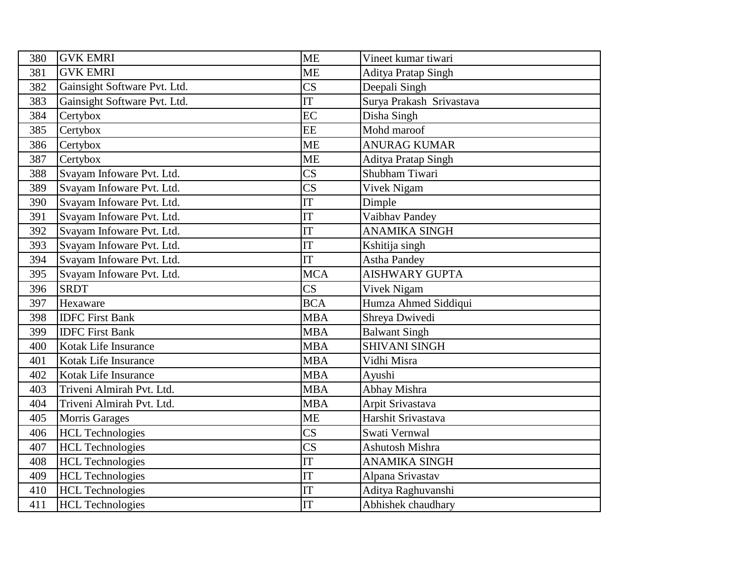| 380 | GVK EMRI | ME | Vineet kumar tiwari |
|---|---|---|---|
| 381 | GVK EMRI | ME | Aditya Pratap Singh |
| 382 | Gainsight Software Pvt. Ltd. | CS | Deepali Singh |
| 383 | Gainsight Software Pvt. Ltd. | IT | Surya Prakash Srivastava |
| 384 | Certybox | EC | Disha Singh |
| 385 | Certybox | EE | Mohd maroof |
| 386 | Certybox | ME | ANURAG KUMAR |
| 387 | Certybox | ME | Aditya Pratap Singh |
| 388 | Svayam Infoware Pvt. Ltd. | CS | Shubham Tiwari |
| 389 | Svayam Infoware Pvt. Ltd. | CS | Vivek Nigam |
| 390 | Svayam Infoware Pvt. Ltd. | IT | Dimple |
| 391 | Svayam Infoware Pvt. Ltd. | IT | Vaibhav Pandey |
| 392 | Svayam Infoware Pvt. Ltd. | IT | ANAMIKA SINGH |
| 393 | Svayam Infoware Pvt. Ltd. | IT | Kshitija singh |
| 394 | Svayam Infoware Pvt. Ltd. | IT | Astha Pandey |
| 395 | Svayam Infoware Pvt. Ltd. | MCA | AISHWARY GUPTA |
| 396 | SRDT | CS | Vivek Nigam |
| 397 | Hexaware | BCA | Humza Ahmed Siddiqui |
| 398 | IDFC First Bank | MBA | Shreya Dwivedi |
| 399 | IDFC First Bank | MBA | Balwant Singh |
| 400 | Kotak Life Insurance | MBA | SHIVANI SINGH |
| 401 | Kotak Life Insurance | MBA | Vidhi Misra |
| 402 | Kotak Life Insurance | MBA | Ayushi |
| 403 | Triveni Almirah Pvt. Ltd. | MBA | Abhay Mishra |
| 404 | Triveni Almirah Pvt. Ltd. | MBA | Arpit Srivastava |
| 405 | Morris Garages | ME | Harshit Srivastava |
| 406 | HCL Technologies | CS | Swati Vernwal |
| 407 | HCL Technologies | CS | Ashutosh Mishra |
| 408 | HCL Technologies | IT | ANAMIKA SINGH |
| 409 | HCL Technologies | IT | Alpana Srivastav |
| 410 | HCL Technologies | IT | Aditya Raghuvanshi |
| 411 | HCL Technologies | IT | Abhishek chaudhary |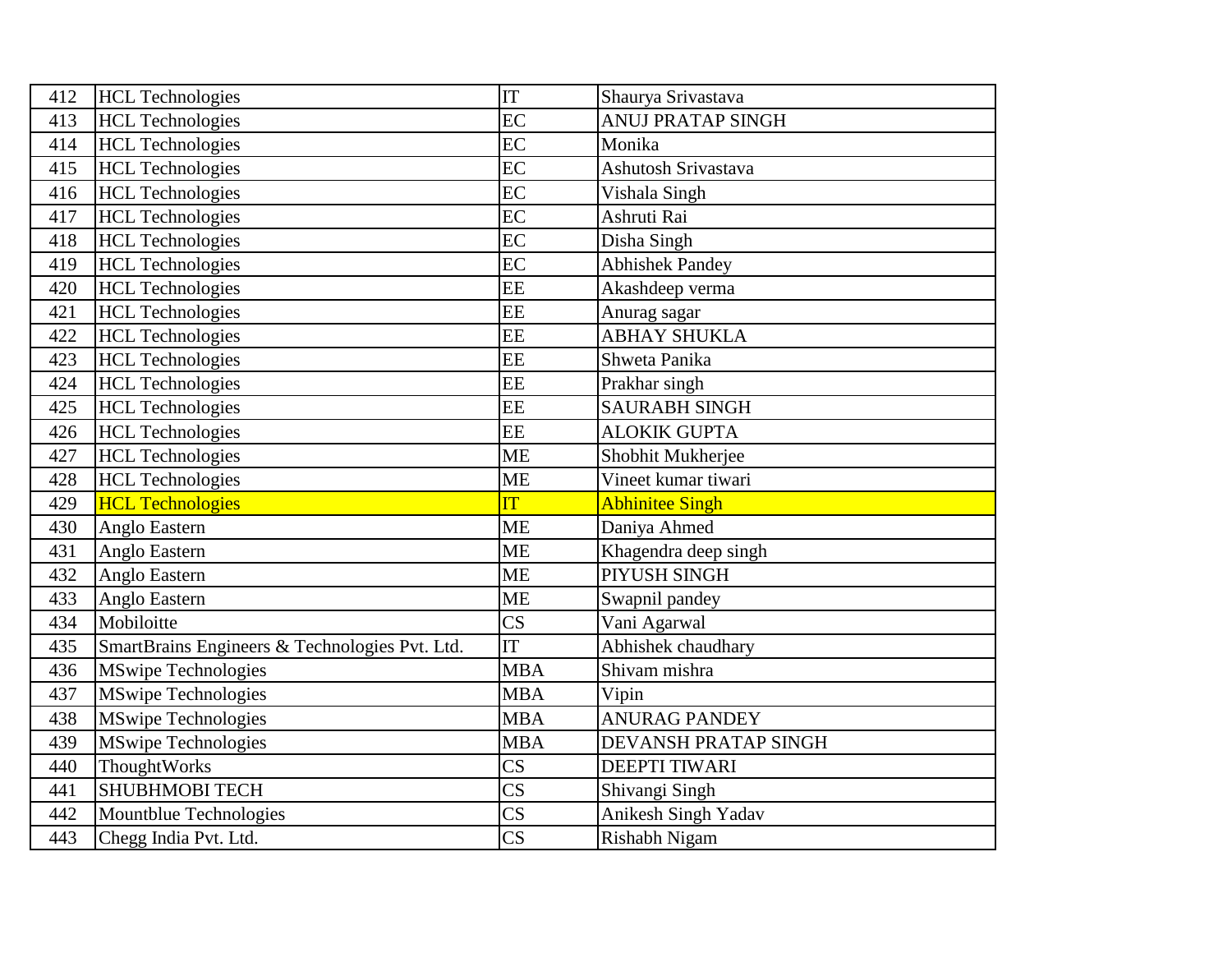| 412 | HCL Technologies | IT | Shaurya Srivastava |
|---|---|---|---|
| 413 | HCL Technologies | EC | ANUJ PRATAP SINGH |
| 414 | HCL Technologies | EC | Monika |
| 415 | HCL Technologies | EC | Ashutosh Srivastava |
| 416 | HCL Technologies | EC | Vishala Singh |
| 417 | HCL Technologies | EC | Ashruti Rai |
| 418 | HCL Technologies | EC | Disha Singh |
| 419 | HCL Technologies | EC | Abhishek Pandey |
| 420 | HCL Technologies | EE | Akashdeep verma |
| 421 | HCL Technologies | EE | Anurag sagar |
| 422 | HCL Technologies | EE | ABHAY SHUKLA |
| 423 | HCL Technologies | EE | Shweta Panika |
| 424 | HCL Technologies | EE | Prakhar singh |
| 425 | HCL Technologies | EE | SAURABH SINGH |
| 426 | HCL Technologies | EE | ALOKIK GUPTA |
| 427 | HCL Technologies | ME | Shobhit Mukherjee |
| 428 | HCL Technologies | ME | Vineet kumar tiwari |
| 429 | HCL Technologies | IT | Abhinitee Singh |
| 430 | Anglo Eastern | ME | Daniya Ahmed |
| 431 | Anglo Eastern | ME | Khagendra deep singh |
| 432 | Anglo Eastern | ME | PIYUSH SINGH |
| 433 | Anglo Eastern | ME | Swapnil pandey |
| 434 | Mobiloitte | CS | Vani Agarwal |
| 435 | SmartBrains Engineers & Technologies Pvt. Ltd. | IT | Abhishek chaudhary |
| 436 | MSwipe Technologies | MBA | Shivam mishra |
| 437 | MSwipe Technologies | MBA | Vipin |
| 438 | MSwipe Technologies | MBA | ANURAG PANDEY |
| 439 | MSwipe Technologies | MBA | DEVANSH PRATAP SINGH |
| 440 | ThoughtWorks | CS | DEEPTI TIWARI |
| 441 | SHUBHMOBI TECH | CS | Shivangi Singh |
| 442 | Mountblue Technologies | CS | Anikesh Singh Yadav |
| 443 | Chegg India Pvt. Ltd. | CS | Rishabh Nigam |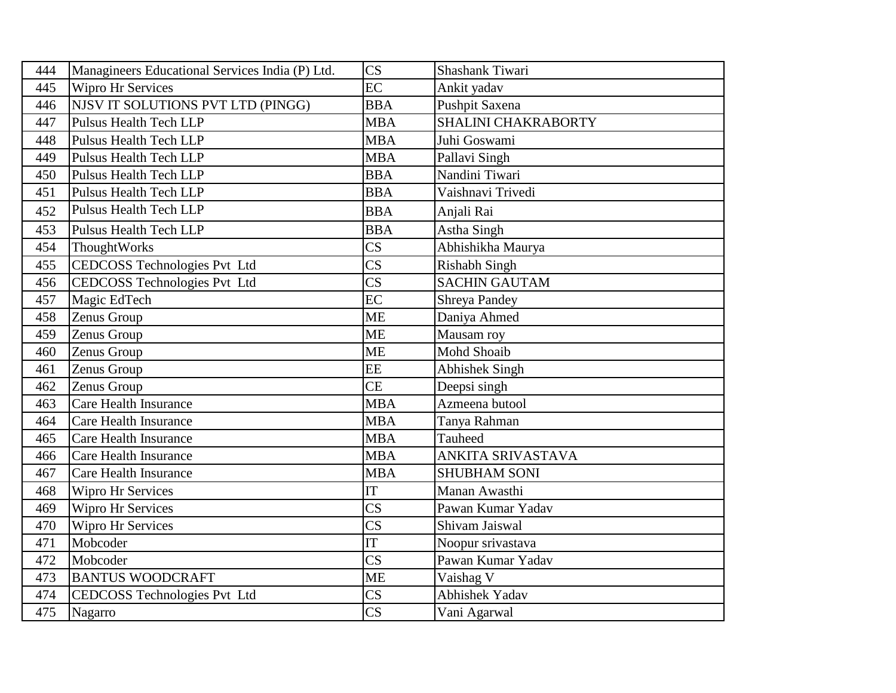| 444 | Managineers Educational Services India (P) Ltd. | CS | Shashank Tiwari |
|---|---|---|---|
| 445 | Wipro Hr Services | EC | Ankit yadav |
| 446 | NJSV IT SOLUTIONS PVT LTD (PINGG) | BBA | Pushpit Saxena |
| 447 | Pulsus Health Tech LLP | MBA | SHALINI CHAKRABORTY |
| 448 | Pulsus Health Tech LLP | MBA | Juhi Goswami |
| 449 | Pulsus Health Tech LLP | MBA | Pallavi Singh |
| 450 | Pulsus Health Tech LLP | BBA | Nandini Tiwari |
| 451 | Pulsus Health Tech LLP | BBA | Vaishnavi Trivedi |
| 452 | Pulsus Health Tech LLP | BBA | Anjali Rai |
| 453 | Pulsus Health Tech LLP | BBA | Astha Singh |
| 454 | ThoughtWorks | CS | Abhishikha Maurya |
| 455 | CEDCOSS Technologies Pvt Ltd | CS | Rishabh Singh |
| 456 | CEDCOSS Technologies Pvt Ltd | CS | SACHIN GAUTAM |
| 457 | Magic EdTech | EC | Shreya Pandey |
| 458 | Zenus Group | ME | Daniya Ahmed |
| 459 | Zenus Group | ME | Mausam roy |
| 460 | Zenus Group | ME | Mohd Shoaib |
| 461 | Zenus Group | EE | Abhishek Singh |
| 462 | Zenus Group | CE | Deepsi singh |
| 463 | Care Health Insurance | MBA | Azmeena butool |
| 464 | Care Health Insurance | MBA | Tanya Rahman |
| 465 | Care Health Insurance | MBA | Tauheed |
| 466 | Care Health Insurance | MBA | ANKITA SRIVASTAVA |
| 467 | Care Health Insurance | MBA | SHUBHAM SONI |
| 468 | Wipro Hr Services | IT | Manan Awasthi |
| 469 | Wipro Hr Services | CS | Pawan Kumar Yadav |
| 470 | Wipro Hr Services | CS | Shivam Jaiswal |
| 471 | Mobcoder | IT | Noopur srivastava |
| 472 | Mobcoder | CS | Pawan Kumar Yadav |
| 473 | BANTUS WOODCRAFT | ME | Vaishag V |
| 474 | CEDCOSS Technologies Pvt Ltd | CS | Abhishek Yadav |
| 475 | Nagarro | CS | Vani Agarwal |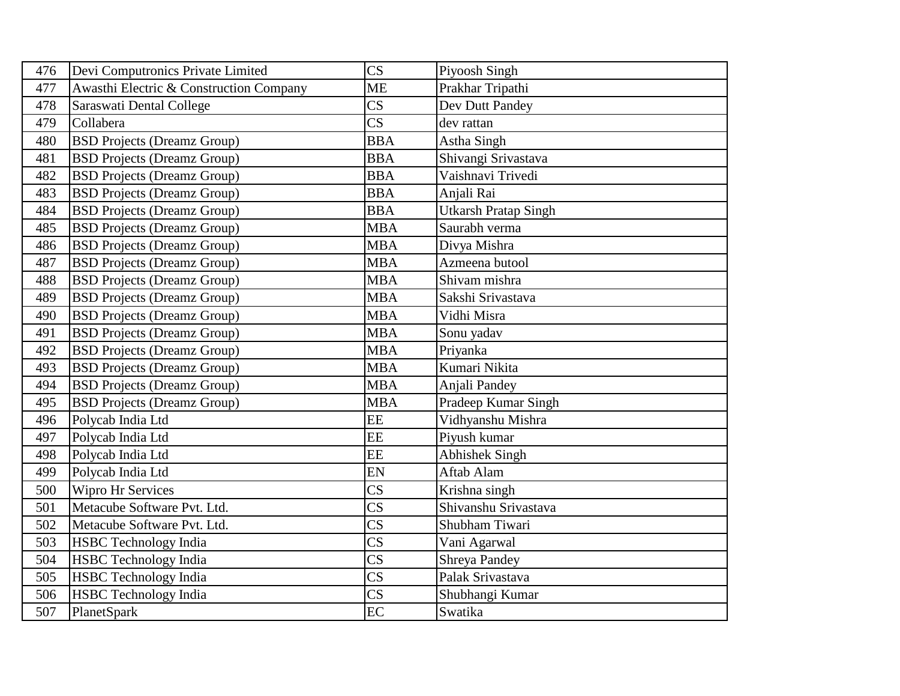| 476 | Devi Computronics Private Limited | CS | Piyoosh Singh |
|---|---|---|---|
| 477 | Awasthi Electric & Construction Company | ME | Prakhar Tripathi |
| 478 | Saraswati Dental College | CS | Dev Dutt Pandey |
| 479 | Collabera | CS | dev rattan |
| 480 | BSD Projects (Dreamz Group) | BBA | Astha Singh |
| 481 | BSD Projects (Dreamz Group) | BBA | Shivangi Srivastava |
| 482 | BSD Projects (Dreamz Group) | BBA | Vaishnavi Trivedi |
| 483 | BSD Projects (Dreamz Group) | BBA | Anjali Rai |
| 484 | BSD Projects (Dreamz Group) | BBA | Utkarsh Pratap Singh |
| 485 | BSD Projects (Dreamz Group) | MBA | Saurabh verma |
| 486 | BSD Projects (Dreamz Group) | MBA | Divya Mishra |
| 487 | BSD Projects (Dreamz Group) | MBA | Azmeena butool |
| 488 | BSD Projects (Dreamz Group) | MBA | Shivam mishra |
| 489 | BSD Projects (Dreamz Group) | MBA | Sakshi Srivastava |
| 490 | BSD Projects (Dreamz Group) | MBA | Vidhi Misra |
| 491 | BSD Projects (Dreamz Group) | MBA | Sonu yadav |
| 492 | BSD Projects (Dreamz Group) | MBA | Priyanka |
| 493 | BSD Projects (Dreamz Group) | MBA | Kumari Nikita |
| 494 | BSD Projects (Dreamz Group) | MBA | Anjali Pandey |
| 495 | BSD Projects (Dreamz Group) | MBA | Pradeep Kumar Singh |
| 496 | Polycab India Ltd | EE | Vidhyanshu Mishra |
| 497 | Polycab India Ltd | EE | Piyush kumar |
| 498 | Polycab India Ltd | EE | Abhishek Singh |
| 499 | Polycab India Ltd | EN | Aftab Alam |
| 500 | Wipro Hr Services | CS | Krishna singh |
| 501 | Metacube Software Pvt. Ltd. | CS | Shivanshu Srivastava |
| 502 | Metacube Software Pvt. Ltd. | CS | Shubham Tiwari |
| 503 | HSBC Technology India | CS | Vani Agarwal |
| 504 | HSBC Technology India | CS | Shreya Pandey |
| 505 | HSBC Technology India | CS | Palak Srivastava |
| 506 | HSBC Technology India | CS | Shubhangi Kumar |
| 507 | PlanetSpark | EC | Swatika |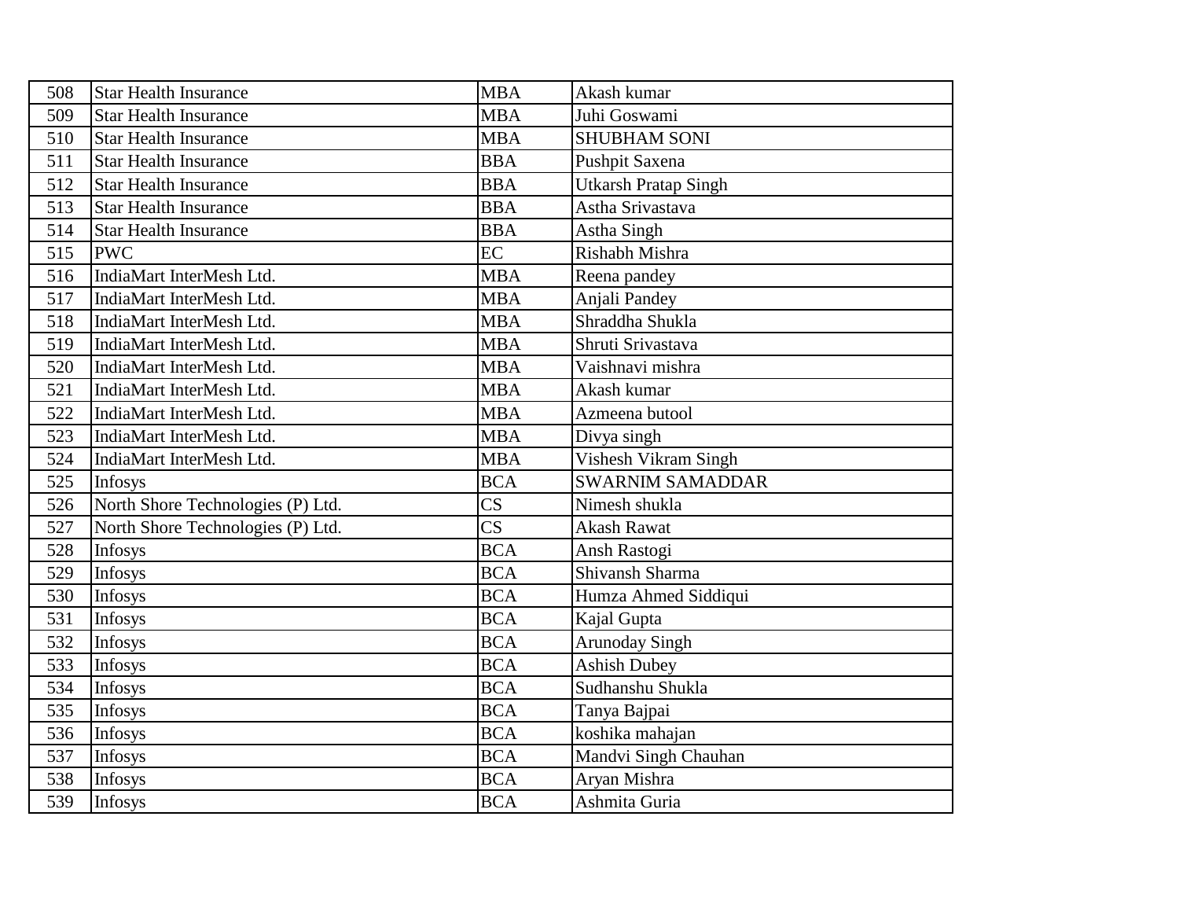| 508 | Star Health Insurance | MBA | Akash kumar |
|---|---|---|---|
| 509 | Star Health Insurance | MBA | Juhi Goswami |
| 510 | Star Health Insurance | MBA | SHUBHAM SONI |
| 511 | Star Health Insurance | BBA | Pushpit Saxena |
| 512 | Star Health Insurance | BBA | Utkarsh Pratap Singh |
| 513 | Star Health Insurance | BBA | Astha Srivastava |
| 514 | Star Health Insurance | BBA | Astha Singh |
| 515 | PWC | EC | Rishabh Mishra |
| 516 | IndiaMart InterMesh Ltd. | MBA | Reena pandey |
| 517 | IndiaMart InterMesh Ltd. | MBA | Anjali Pandey |
| 518 | IndiaMart InterMesh Ltd. | MBA | Shraddha Shukla |
| 519 | IndiaMart InterMesh Ltd. | MBA | Shruti Srivastava |
| 520 | IndiaMart InterMesh Ltd. | MBA | Vaishnavi mishra |
| 521 | IndiaMart InterMesh Ltd. | MBA | Akash kumar |
| 522 | IndiaMart InterMesh Ltd. | MBA | Azmeena butool |
| 523 | IndiaMart InterMesh Ltd. | MBA | Divya singh |
| 524 | IndiaMart InterMesh Ltd. | MBA | Vishesh Vikram Singh |
| 525 | Infosys | BCA | SWARNIM SAMADDAR |
| 526 | North Shore Technologies (P) Ltd. | CS | Nimesh shukla |
| 527 | North Shore Technologies (P) Ltd. | CS | Akash Rawat |
| 528 | Infosys | BCA | Ansh Rastogi |
| 529 | Infosys | BCA | Shivansh Sharma |
| 530 | Infosys | BCA | Humza Ahmed Siddiqui |
| 531 | Infosys | BCA | Kajal Gupta |
| 532 | Infosys | BCA | Arunoday Singh |
| 533 | Infosys | BCA | Ashish Dubey |
| 534 | Infosys | BCA | Sudhanshu Shukla |
| 535 | Infosys | BCA | Tanya Bajpai |
| 536 | Infosys | BCA | koshika mahajan |
| 537 | Infosys | BCA | Mandvi Singh Chauhan |
| 538 | Infosys | BCA | Aryan Mishra |
| 539 | Infosys | BCA | Ashmita Guria |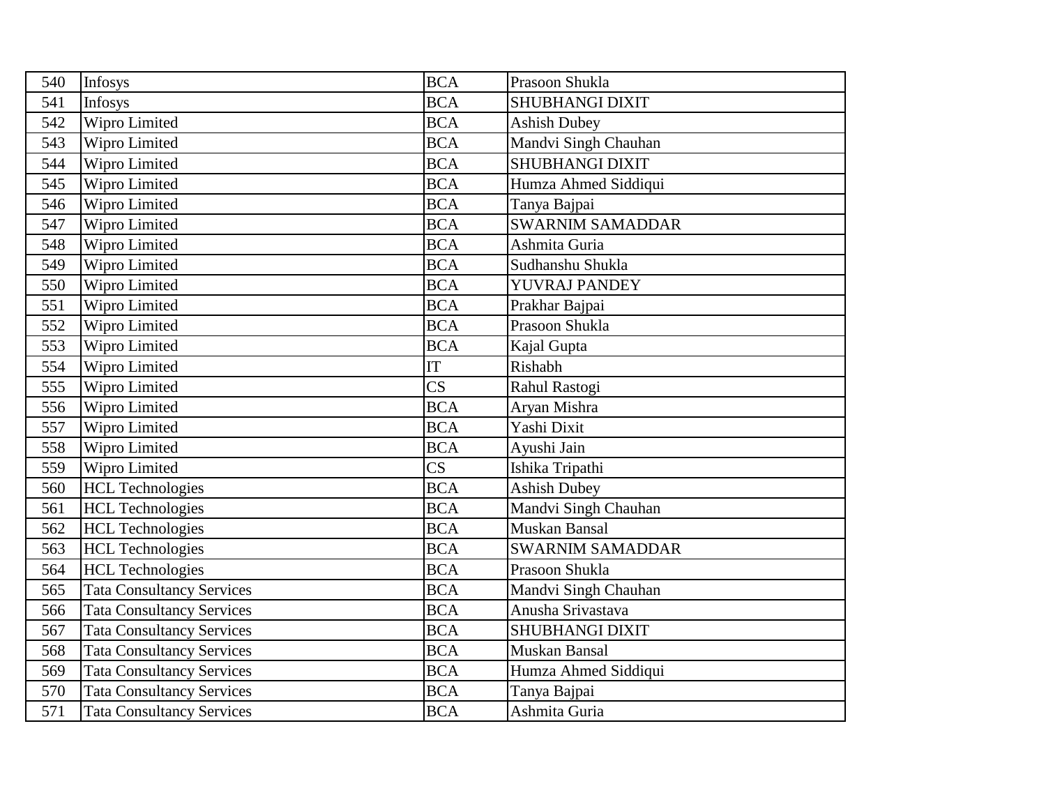| 540 | Infosys | BCA | Prasoon Shukla |
|---|---|---|---|
| 541 | Infosys | BCA | SHUBHANGI DIXIT |
| 542 | Wipro Limited | BCA | Ashish Dubey |
| 543 | Wipro Limited | BCA | Mandvi Singh Chauhan |
| 544 | Wipro Limited | BCA | SHUBHANGI DIXIT |
| 545 | Wipro Limited | BCA | Humza Ahmed Siddiqui |
| 546 | Wipro Limited | BCA | Tanya Bajpai |
| 547 | Wipro Limited | BCA | SWARNIM SAMADDAR |
| 548 | Wipro Limited | BCA | Ashmita Guria |
| 549 | Wipro Limited | BCA | Sudhanshu Shukla |
| 550 | Wipro Limited | BCA | YUVRAJ PANDEY |
| 551 | Wipro Limited | BCA | Prakhar Bajpai |
| 552 | Wipro Limited | BCA | Prasoon Shukla |
| 553 | Wipro Limited | BCA | Kajal Gupta |
| 554 | Wipro Limited | IT | Rishabh |
| 555 | Wipro Limited | CS | Rahul Rastogi |
| 556 | Wipro Limited | BCA | Aryan Mishra |
| 557 | Wipro Limited | BCA | Yashi Dixit |
| 558 | Wipro Limited | BCA | Ayushi Jain |
| 559 | Wipro Limited | CS | Ishika Tripathi |
| 560 | HCL Technologies | BCA | Ashish Dubey |
| 561 | HCL Technologies | BCA | Mandvi Singh Chauhan |
| 562 | HCL Technologies | BCA | Muskan Bansal |
| 563 | HCL Technologies | BCA | SWARNIM SAMADDAR |
| 564 | HCL Technologies | BCA | Prasoon Shukla |
| 565 | Tata Consultancy Services | BCA | Mandvi Singh Chauhan |
| 566 | Tata Consultancy Services | BCA | Anusha Srivastava |
| 567 | Tata Consultancy Services | BCA | SHUBHANGI DIXIT |
| 568 | Tata Consultancy Services | BCA | Muskan Bansal |
| 569 | Tata Consultancy Services | BCA | Humza Ahmed Siddiqui |
| 570 | Tata Consultancy Services | BCA | Tanya Bajpai |
| 571 | Tata Consultancy Services | BCA | Ashmita Guria |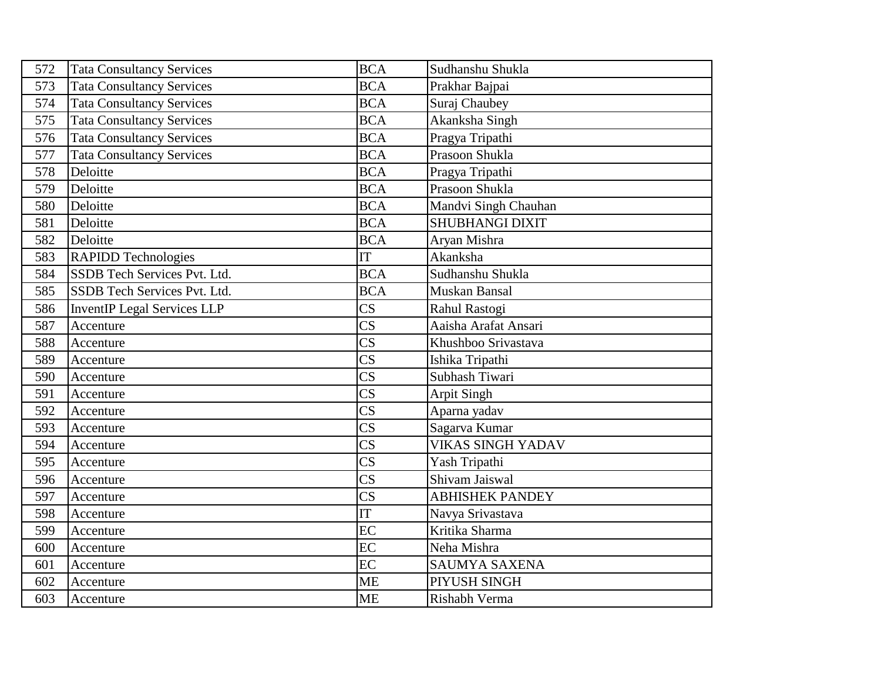| 572 | Tata Consultancy Services | BCA | Sudhanshu Shukla |
|---|---|---|---|
| 573 | Tata Consultancy Services | BCA | Prakhar Bajpai |
| 574 | Tata Consultancy Services | BCA | Suraj Chaubey |
| 575 | Tata Consultancy Services | BCA | Akanksha Singh |
| 576 | Tata Consultancy Services | BCA | Pragya Tripathi |
| 577 | Tata Consultancy Services | BCA | Prasoon Shukla |
| 578 | Deloitte | BCA | Pragya Tripathi |
| 579 | Deloitte | BCA | Prasoon Shukla |
| 580 | Deloitte | BCA | Mandvi Singh Chauhan |
| 581 | Deloitte | BCA | SHUBHANGI DIXIT |
| 582 | Deloitte | BCA | Aryan Mishra |
| 583 | RAPIDD Technologies | IT | Akanksha |
| 584 | SSDB Tech Services Pvt. Ltd. | BCA | Sudhanshu Shukla |
| 585 | SSDB Tech Services Pvt. Ltd. | BCA | Muskan Bansal |
| 586 | InventIP Legal Services LLP | CS | Rahul Rastogi |
| 587 | Accenture | CS | Aaisha Arafat Ansari |
| 588 | Accenture | CS | Khushboo Srivastava |
| 589 | Accenture | CS | Ishika Tripathi |
| 590 | Accenture | CS | Subhash Tiwari |
| 591 | Accenture | CS | Arpit Singh |
| 592 | Accenture | CS | Aparna yadav |
| 593 | Accenture | CS | Sagarva Kumar |
| 594 | Accenture | CS | VIKAS SINGH YADAV |
| 595 | Accenture | CS | Yash Tripathi |
| 596 | Accenture | CS | Shivam Jaiswal |
| 597 | Accenture | CS | ABHISHEK PANDEY |
| 598 | Accenture | IT | Navya Srivastava |
| 599 | Accenture | EC | Kritika Sharma |
| 600 | Accenture | EC | Neha Mishra |
| 601 | Accenture | EC | SAUMYA SAXENA |
| 602 | Accenture | ME | PIYUSH SINGH |
| 603 | Accenture | ME | Rishabh Verma |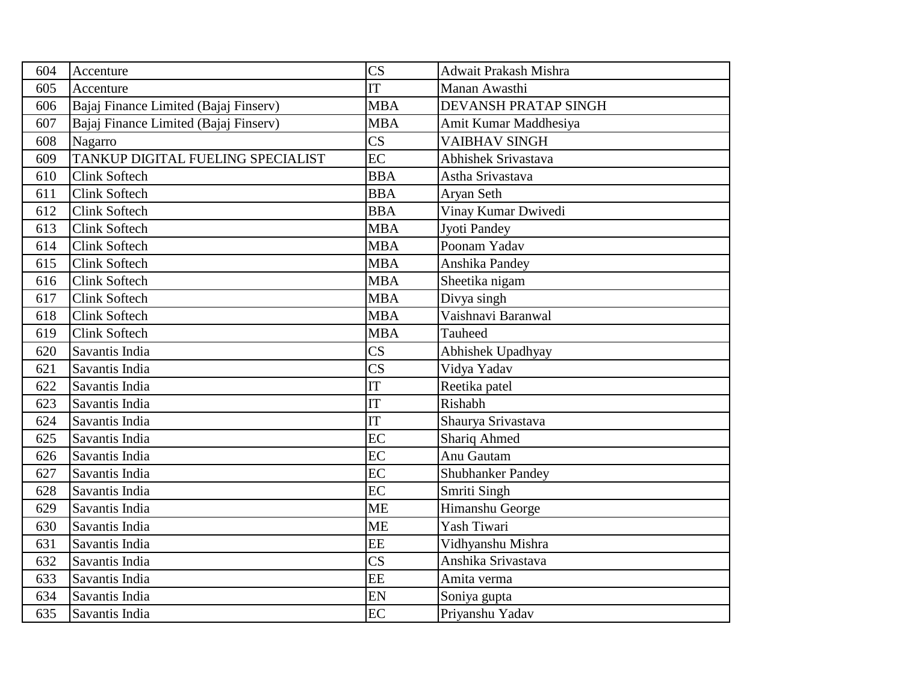| 604 | Accenture | CS | Adwait Prakash Mishra |
|---|---|---|---|
| 605 | Accenture | IT | Manan Awasthi |
| 606 | Bajaj Finance Limited (Bajaj Finserv) | MBA | DEVANSH PRATAP SINGH |
| 607 | Bajaj Finance Limited (Bajaj Finserv) | MBA | Amit Kumar Maddhesiya |
| 608 | Nagarro | CS | VAIBHAV SINGH |
| 609 | TANKUP DIGITAL FUELING SPECIALIST | EC | Abhishek Srivastava |
| 610 | Clink Softech | BBA | Astha Srivastava |
| 611 | Clink Softech | BBA | Aryan Seth |
| 612 | Clink Softech | BBA | Vinay Kumar Dwivedi |
| 613 | Clink Softech | MBA | Jyoti Pandey |
| 614 | Clink Softech | MBA | Poonam Yadav |
| 615 | Clink Softech | MBA | Anshika Pandey |
| 616 | Clink Softech | MBA | Sheetika nigam |
| 617 | Clink Softech | MBA | Divya singh |
| 618 | Clink Softech | MBA | Vaishnavi Baranwal |
| 619 | Clink Softech | MBA | Tauheed |
| 620 | Savantis India | CS | Abhishek Upadhyay |
| 621 | Savantis India | CS | Vidya Yadav |
| 622 | Savantis India | IT | Reetika patel |
| 623 | Savantis India | IT | Rishabh |
| 624 | Savantis India | IT | Shaurya Srivastava |
| 625 | Savantis India | EC | Shariq Ahmed |
| 626 | Savantis India | EC | Anu Gautam |
| 627 | Savantis India | EC | Shubhanker Pandey |
| 628 | Savantis India | EC | Smriti Singh |
| 629 | Savantis India | ME | Himanshu George |
| 630 | Savantis India | ME | Yash Tiwari |
| 631 | Savantis India | EE | Vidhyanshu Mishra |
| 632 | Savantis India | CS | Anshika Srivastava |
| 633 | Savantis India | EE | Amita verma |
| 634 | Savantis India | EN | Soniya gupta |
| 635 | Savantis India | EC | Priyanshu Yadav |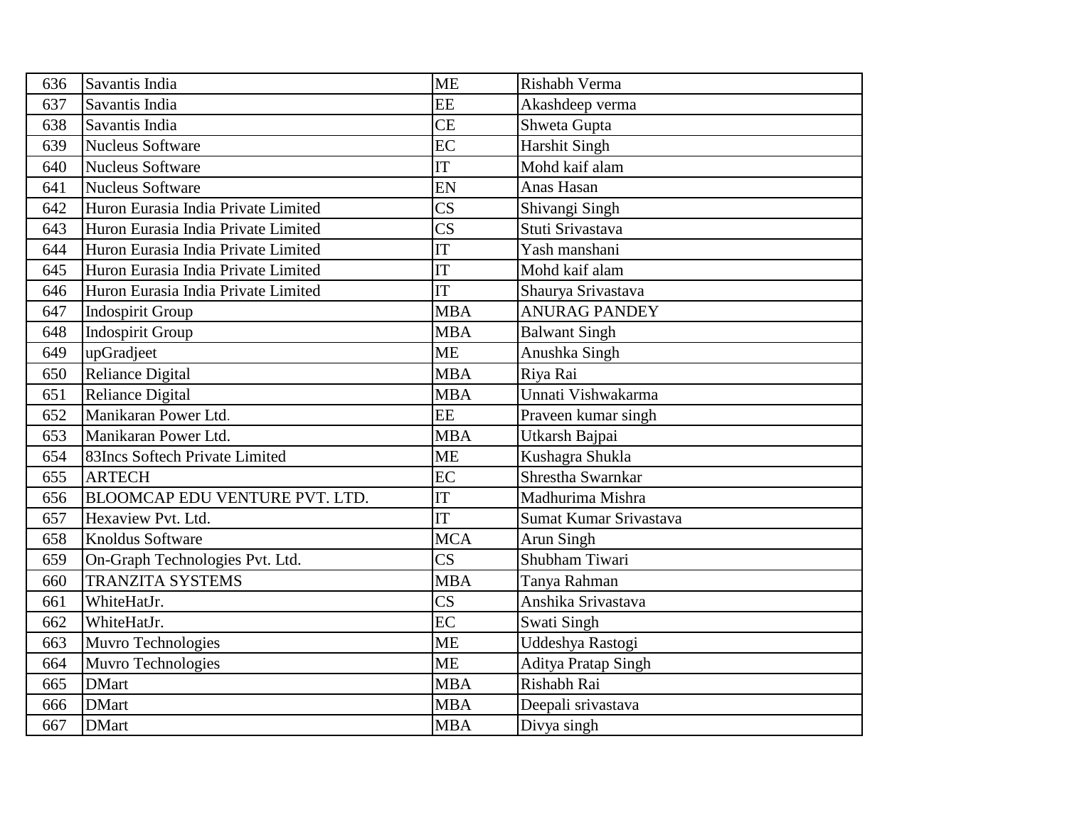| | | | |
|---|---|---|---|
| 636 | Savantis India | ME | Rishabh Verma |
| 637 | Savantis India | EE | Akashdeep verma |
| 638 | Savantis India | CE | Shweta Gupta |
| 639 | Nucleus Software | EC | Harshit Singh |
| 640 | Nucleus Software | IT | Mohd kaif alam |
| 641 | Nucleus Software | EN | Anas Hasan |
| 642 | Huron Eurasia India Private Limited | CS | Shivangi Singh |
| 643 | Huron Eurasia India Private Limited | CS | Stuti Srivastava |
| 644 | Huron Eurasia India Private Limited | IT | Yash manshani |
| 645 | Huron Eurasia India Private Limited | IT | Mohd kaif alam |
| 646 | Huron Eurasia India Private Limited | IT | Shaurya Srivastava |
| 647 | Indospirit Group | MBA | ANURAG PANDEY |
| 648 | Indospirit Group | MBA | Balwant Singh |
| 649 | upGradjeet | ME | Anushka Singh |
| 650 | Reliance Digital | MBA | Riya Rai |
| 651 | Reliance Digital | MBA | Unnati Vishwakarma |
| 652 | Manikaran Power Ltd. | EE | Praveen kumar singh |
| 653 | Manikaran Power Ltd. | MBA | Utkarsh Bajpai |
| 654 | 83Incs Softech Private Limited | ME | Kushagra Shukla |
| 655 | ARTECH | EC | Shrestha Swarnkar |
| 656 | BLOOMCAP EDU VENTURE PVT. LTD. | IT | Madhurima Mishra |
| 657 | Hexaview Pvt. Ltd. | IT | Sumat Kumar Srivastava |
| 658 | Knoldus Software | MCA | Arun Singh |
| 659 | On-Graph Technologies Pvt. Ltd. | CS | Shubham Tiwari |
| 660 | TRANZITA SYSTEMS | MBA | Tanya Rahman |
| 661 | WhiteHatJr. | CS | Anshika Srivastava |
| 662 | WhiteHatJr. | EC | Swati Singh |
| 663 | Muvro Technologies | ME | Uddeshya Rastogi |
| 664 | Muvro Technologies | ME | Aditya Pratap Singh |
| 665 | DMart | MBA | Rishabh Rai |
| 666 | DMart | MBA | Deepali srivastava |
| 667 | DMart | MBA | Divya singh |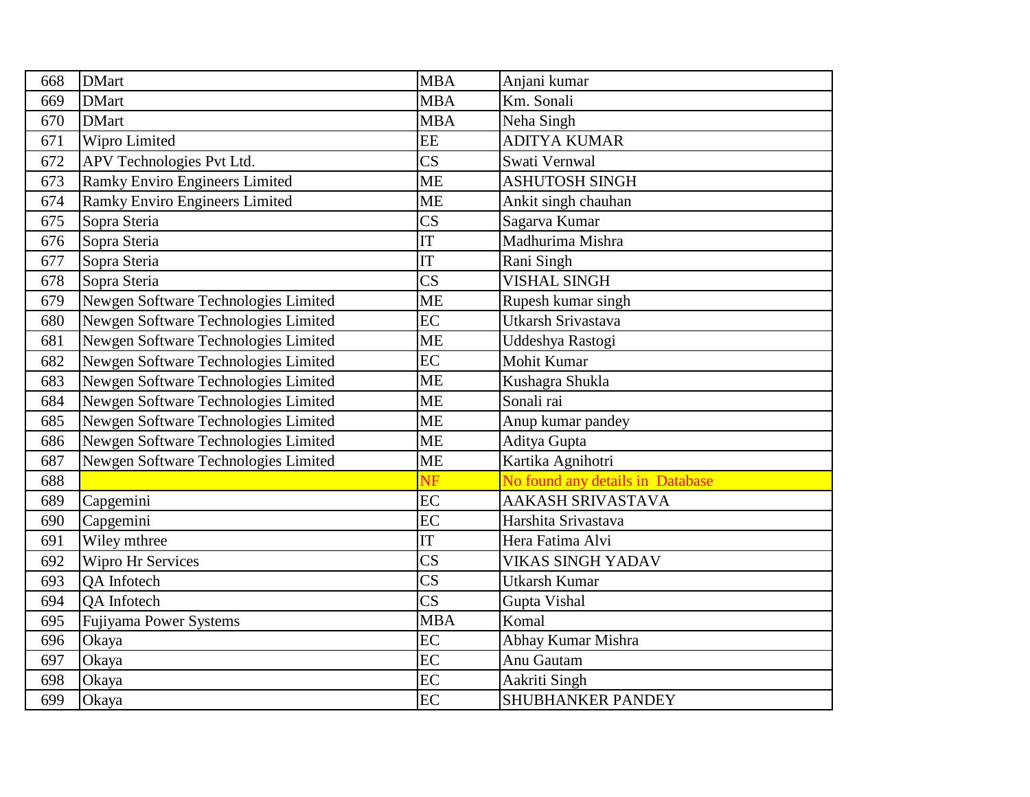| | | | |
|---|---|---|---|
| 668 | DMart | MBA | Anjani kumar |
| 669 | DMart | MBA | Km. Sonali |
| 670 | DMart | MBA | Neha Singh |
| 671 | Wipro Limited | EE | ADITYA KUMAR |
| 672 | APV Technologies Pvt Ltd. | CS | Swati Vernwal |
| 673 | Ramky Enviro Engineers Limited | ME | ASHUTOSH SINGH |
| 674 | Ramky Enviro Engineers Limited | ME | Ankit singh chauhan |
| 675 | Sopra Steria | CS | Sagarva Kumar |
| 676 | Sopra Steria | IT | Madhurima Mishra |
| 677 | Sopra Steria | IT | Rani Singh |
| 678 | Sopra Steria | CS | VISHAL SINGH |
| 679 | Newgen Software Technologies Limited | ME | Rupesh kumar singh |
| 680 | Newgen Software Technologies Limited | EC | Utkarsh Srivastava |
| 681 | Newgen Software Technologies Limited | ME | Uddeshya Rastogi |
| 682 | Newgen Software Technologies Limited | EC | Mohit Kumar |
| 683 | Newgen Software Technologies Limited | ME | Kushagra Shukla |
| 684 | Newgen Software Technologies Limited | ME | Sonali rai |
| 685 | Newgen Software Technologies Limited | ME | Anup kumar pandey |
| 686 | Newgen Software Technologies Limited | ME | Aditya Gupta |
| 687 | Newgen Software Technologies Limited | ME | Kartika Agnihotri |
| 688 | | NF | No found any details in Database |
| 689 | Capgemini | EC | AAKASH SRIVASTAVA |
| 690 | Capgemini | EC | Harshita Srivastava |
| 691 | Wiley mthree | IT | Hera Fatima Alvi |
| 692 | Wipro Hr Services | CS | VIKAS SINGH YADAV |
| 693 | QA Infotech | CS | Utkarsh Kumar |
| 694 | QA Infotech | CS | Gupta Vishal |
| 695 | Fujiyama Power Systems | MBA | Komal |
| 696 | Okaya | EC | Abhay Kumar Mishra |
| 697 | Okaya | EC | Anu Gautam |
| 698 | Okaya | EC | Aakriti Singh |
| 699 | Okaya | EC | SHUBHANKER PANDEY |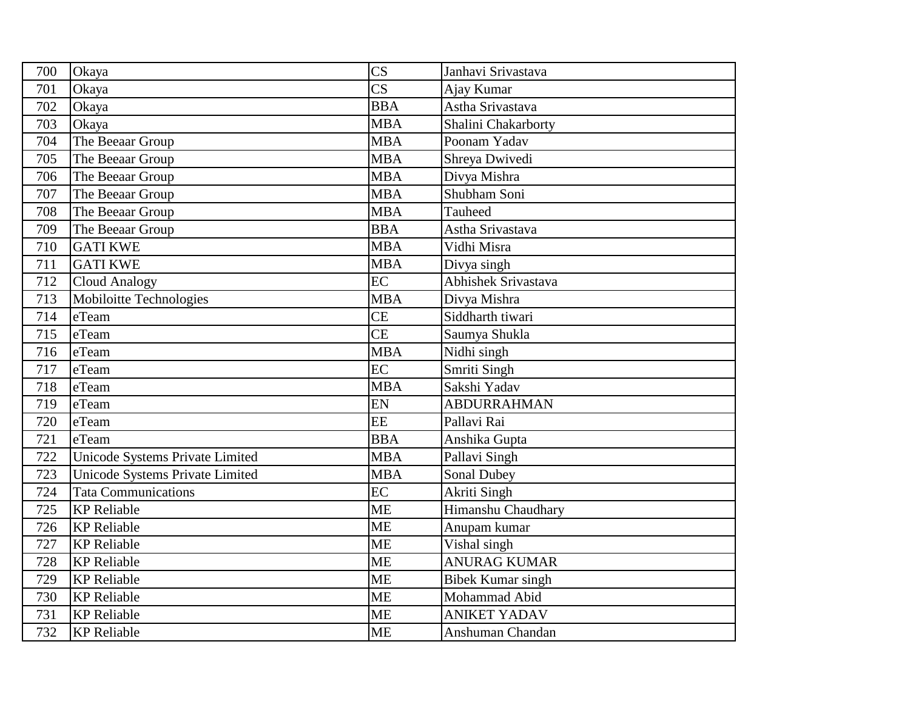| 700 | Okaya | CS | Janhavi Srivastava |
|---|---|---|---|
| 701 | Okaya | CS | Ajay Kumar |
| 702 | Okaya | BBA | Astha Srivastava |
| 703 | Okaya | MBA | Shalini Chakarborty |
| 704 | The Beeaar Group | MBA | Poonam Yadav |
| 705 | The Beeaar Group | MBA | Shreya Dwivedi |
| 706 | The Beeaar Group | MBA | Divya Mishra |
| 707 | The Beeaar Group | MBA | Shubham Soni |
| 708 | The Beeaar Group | MBA | Tauheed |
| 709 | The Beeaar Group | BBA | Astha Srivastava |
| 710 | GATI KWE | MBA | Vidhi Misra |
| 711 | GATI KWE | MBA | Divya singh |
| 712 | Cloud Analogy | EC | Abhishek Srivastava |
| 713 | Mobiloitte Technologies | MBA | Divya Mishra |
| 714 | eTeam | CE | Siddharth tiwari |
| 715 | eTeam | CE | Saumya Shukla |
| 716 | eTeam | MBA | Nidhi singh |
| 717 | eTeam | EC | Smriti Singh |
| 718 | eTeam | MBA | Sakshi Yadav |
| 719 | eTeam | EN | ABDURRAHMAN |
| 720 | eTeam | EE | Pallavi Rai |
| 721 | eTeam | BBA | Anshika Gupta |
| 722 | Unicode Systems Private Limited | MBA | Pallavi Singh |
| 723 | Unicode Systems Private Limited | MBA | Sonal Dubey |
| 724 | Tata Communications | EC | Akriti Singh |
| 725 | KP Reliable | ME | Himanshu Chaudhary |
| 726 | KP Reliable | ME | Anupam kumar |
| 727 | KP Reliable | ME | Vishal singh |
| 728 | KP Reliable | ME | ANURAG KUMAR |
| 729 | KP Reliable | ME | Bibek Kumar singh |
| 730 | KP Reliable | ME | Mohammad Abid |
| 731 | KP Reliable | ME | ANIKET YADAV |
| 732 | KP Reliable | ME | Anshuman Chandan |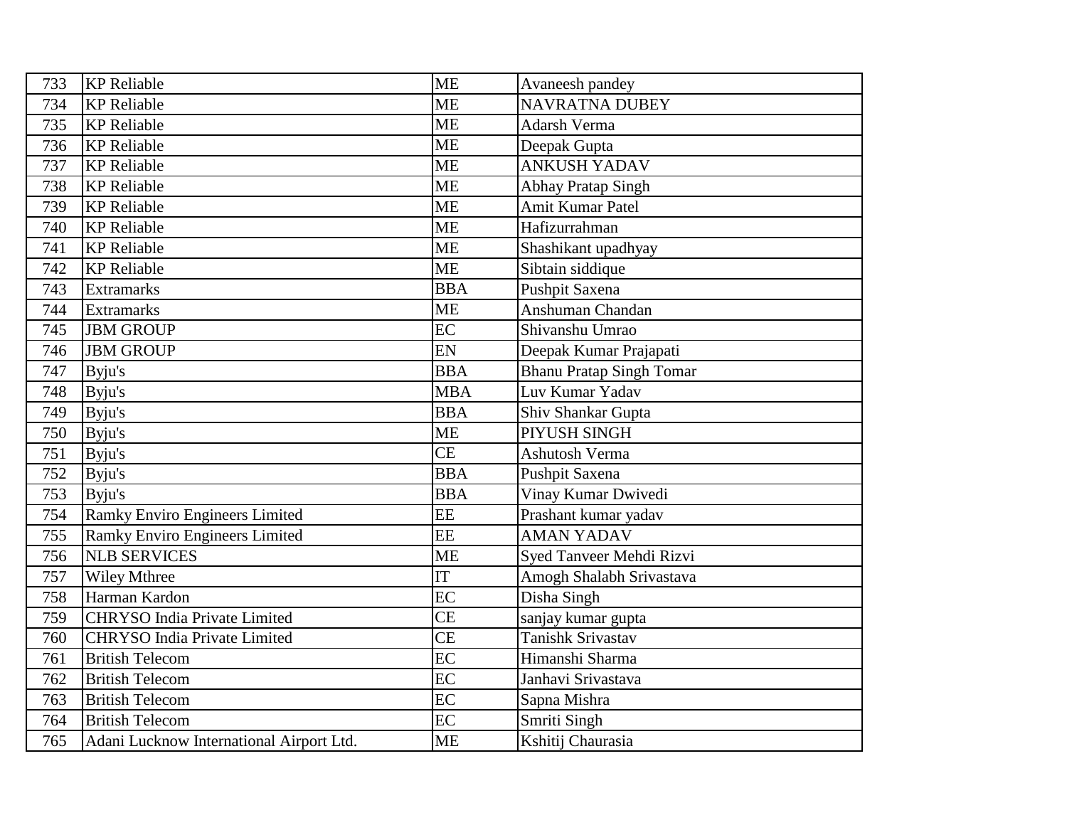| 733 | KP Reliable | ME | Avaneesh pandey |
|---|---|---|---|
| 734 | KP Reliable | ME | NAVRATNA DUBEY |
| 735 | KP Reliable | ME | Adarsh Verma |
| 736 | KP Reliable | ME | Deepak Gupta |
| 737 | KP Reliable | ME | ANKUSH YADAV |
| 738 | KP Reliable | ME | Abhay Pratap Singh |
| 739 | KP Reliable | ME | Amit Kumar Patel |
| 740 | KP Reliable | ME | Hafizurrahman |
| 741 | KP Reliable | ME | Shashikant upadhyay |
| 742 | KP Reliable | ME | Sibtain siddique |
| 743 | Extramarks | BBA | Pushpit Saxena |
| 744 | Extramarks | ME | Anshuman Chandan |
| 745 | JBM GROUP | EC | Shivanshu Umrao |
| 746 | JBM GROUP | EN | Deepak Kumar Prajapati |
| 747 | Byju's | BBA | Bhanu Pratap Singh Tomar |
| 748 | Byju's | MBA | Luv Kumar Yadav |
| 749 | Byju's | BBA | Shiv Shankar Gupta |
| 750 | Byju's | ME | PIYUSH SINGH |
| 751 | Byju's | CE | Ashutosh Verma |
| 752 | Byju's | BBA | Pushpit Saxena |
| 753 | Byju's | BBA | Vinay Kumar Dwivedi |
| 754 | Ramky Enviro Engineers Limited | EE | Prashant kumar yadav |
| 755 | Ramky Enviro Engineers Limited | EE | AMAN YADAV |
| 756 | NLB SERVICES | ME | Syed Tanveer Mehdi Rizvi |
| 757 | Wiley Mthree | IT | Amogh Shalabh Srivastava |
| 758 | Harman Kardon | EC | Disha Singh |
| 759 | CHRYSO India Private Limited | CE | sanjay kumar gupta |
| 760 | CHRYSO India Private Limited | CE | Tanishk Srivastav |
| 761 | British Telecom | EC | Himanshi Sharma |
| 762 | British Telecom | EC | Janhavi Srivastava |
| 763 | British Telecom | EC | Sapna Mishra |
| 764 | British Telecom | EC | Smriti Singh |
| 765 | Adani Lucknow International Airport Ltd. | ME | Kshitij Chaurasia |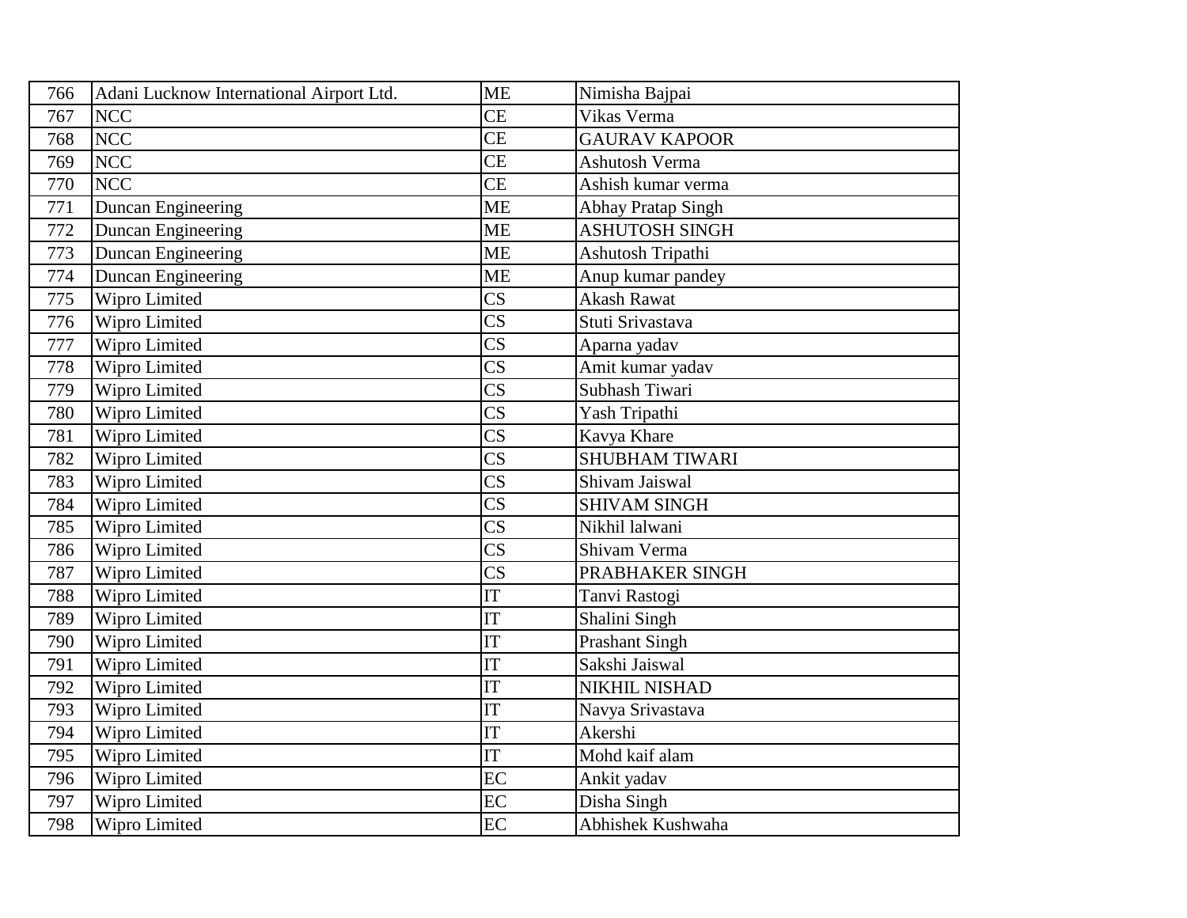| 766 | Adani Lucknow International Airport Ltd. | ME | Nimisha Bajpai |
|---|---|---|---|
| 767 | NCC | CE | Vikas Verma |
| 768 | NCC | CE | GAURAV KAPOOR |
| 769 | NCC | CE | Ashutosh Verma |
| 770 | NCC | CE | Ashish kumar verma |
| 771 | Duncan Engineering | ME | Abhay Pratap Singh |
| 772 | Duncan Engineering | ME | ASHUTOSH SINGH |
| 773 | Duncan Engineering | ME | Ashutosh Tripathi |
| 774 | Duncan Engineering | ME | Anup kumar pandey |
| 775 | Wipro Limited | CS | Akash Rawat |
| 776 | Wipro Limited | CS | Stuti Srivastava |
| 777 | Wipro Limited | CS | Aparna yadav |
| 778 | Wipro Limited | CS | Amit kumar yadav |
| 779 | Wipro Limited | CS | Subhash Tiwari |
| 780 | Wipro Limited | CS | Yash Tripathi |
| 781 | Wipro Limited | CS | Kavya Khare |
| 782 | Wipro Limited | CS | SHUBHAM TIWARI |
| 783 | Wipro Limited | CS | Shivam Jaiswal |
| 784 | Wipro Limited | CS | SHIVAM SINGH |
| 785 | Wipro Limited | CS | Nikhil lalwani |
| 786 | Wipro Limited | CS | Shivam Verma |
| 787 | Wipro Limited | CS | PRABHAKER SINGH |
| 788 | Wipro Limited | IT | Tanvi Rastogi |
| 789 | Wipro Limited | IT | Shalini Singh |
| 790 | Wipro Limited | IT | Prashant Singh |
| 791 | Wipro Limited | IT | Sakshi Jaiswal |
| 792 | Wipro Limited | IT | NIKHIL NISHAD |
| 793 | Wipro Limited | IT | Navya Srivastava |
| 794 | Wipro Limited | IT | Akershi |
| 795 | Wipro Limited | IT | Mohd kaif alam |
| 796 | Wipro Limited | EC | Ankit yadav |
| 797 | Wipro Limited | EC | Disha Singh |
| 798 | Wipro Limited | EC | Abhishek Kushwaha |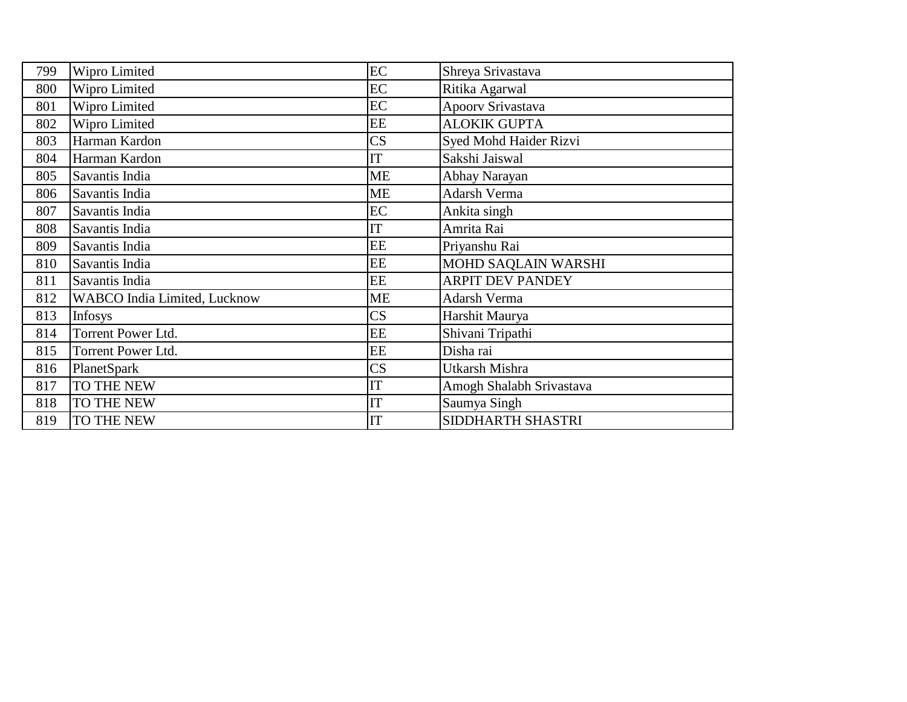| | | | |
|---|---|---|---|
| 799 | Wipro Limited | EC | Shreya Srivastava |
| 800 | Wipro Limited | EC | Ritika Agarwal |
| 801 | Wipro Limited | EC | Apoorv Srivastava |
| 802 | Wipro Limited | EE | ALOKIK GUPTA |
| 803 | Harman Kardon | CS | Syed Mohd Haider Rizvi |
| 804 | Harman Kardon | IT | Sakshi Jaiswal |
| 805 | Savantis India | ME | Abhay Narayan |
| 806 | Savantis India | ME | Adarsh Verma |
| 807 | Savantis India | EC | Ankita singh |
| 808 | Savantis India | IT | Amrita Rai |
| 809 | Savantis India | EE | Priyanshu Rai |
| 810 | Savantis India | EE | MOHD SAQLAIN WARSHI |
| 811 | Savantis India | EE | ARPIT DEV PANDEY |
| 812 | WABCO India Limited, Lucknow | ME | Adarsh Verma |
| 813 | Infosys | CS | Harshit Maurya |
| 814 | Torrent Power Ltd. | EE | Shivani Tripathi |
| 815 | Torrent Power Ltd. | EE | Disha rai |
| 816 | PlanetSpark | CS | Utkarsh Mishra |
| 817 | TO THE NEW | IT | Amogh Shalabh Srivastava |
| 818 | TO THE NEW | IT | Saumya Singh |
| 819 | TO THE NEW | IT | SIDDHARTH SHASTRI |